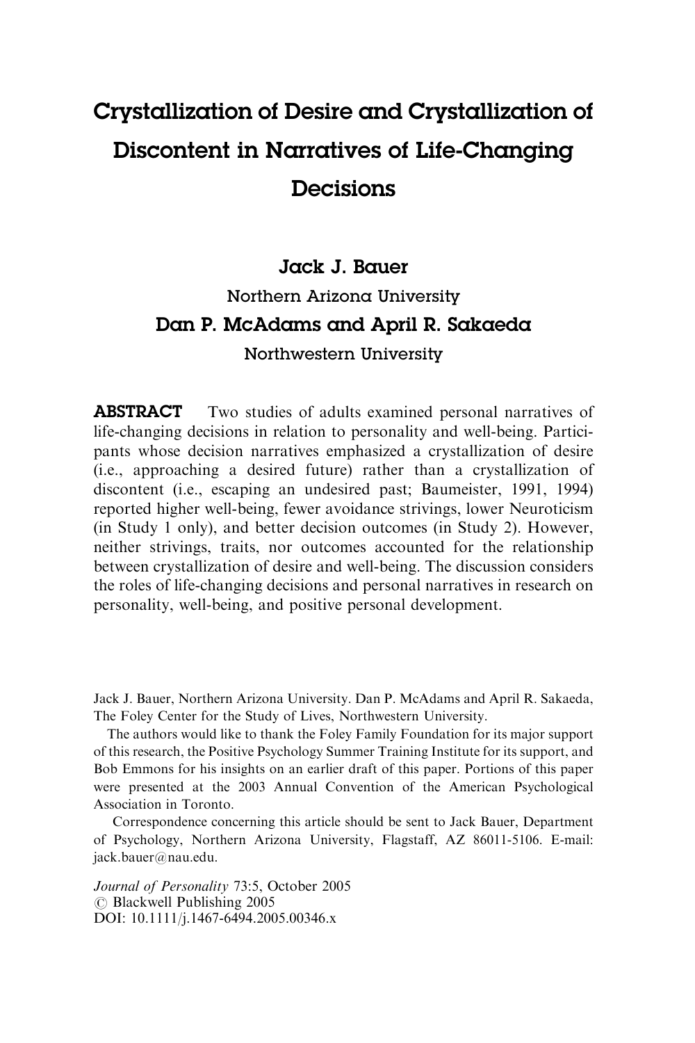# Crystallization of Desire and Crystallization of Discontent in Narratives of Life-Changing Decisions

**Jack J. Bauer**

Northern Arizona University

**Dan P. McAdams and April R. Sakaeda**

Northwestern University

**ABSTRACT** Two studies of adults examined personal narratives of life-changing decisions in relation to personality and well-being. Participants whose decision narratives emphasized a crystallization of desire (i.e., approaching a desired future) rather than a crystallization of discontent (i.e., escaping an undesired past; Baumeister, 1991, 1994) reported higher well-being, fewer avoidance strivings, lower Neuroticism (in Study 1 only), and better decision outcomes (in Study 2). However, neither strivings, traits, nor outcomes accounted for the relationship between crystallization of desire and well-being. The discussion considers the roles of life-changing decisions and personal narratives in research on personality, well-being, and positive personal development.

Jack J. Bauer, Northern Arizona University. Dan P. McAdams and April R. Sakaeda, The Foley Center for the Study of Lives, Northwestern University.

The authors would like to thank the Foley Family Foundation for its major support of this research, the Positive Psychology Summer Training Institute for its support, and Bob Emmons for his insights on an earlier draft of this paper. Portions of this paper were presented at the 2003 Annual Convention of the American Psychological Association in Toronto.

Correspondence concerning this article should be sent to Jack Bauer, Department of Psychology, Northern Arizona University, Flagstaff, AZ 86011-5106. E-mail: jack.bauer@nau.edu.

*Journal of Personality* 73:5, October 2005
© Blackwell Publishing 2005
DOI: 10.1111/j.1467-6494.2005.00346.x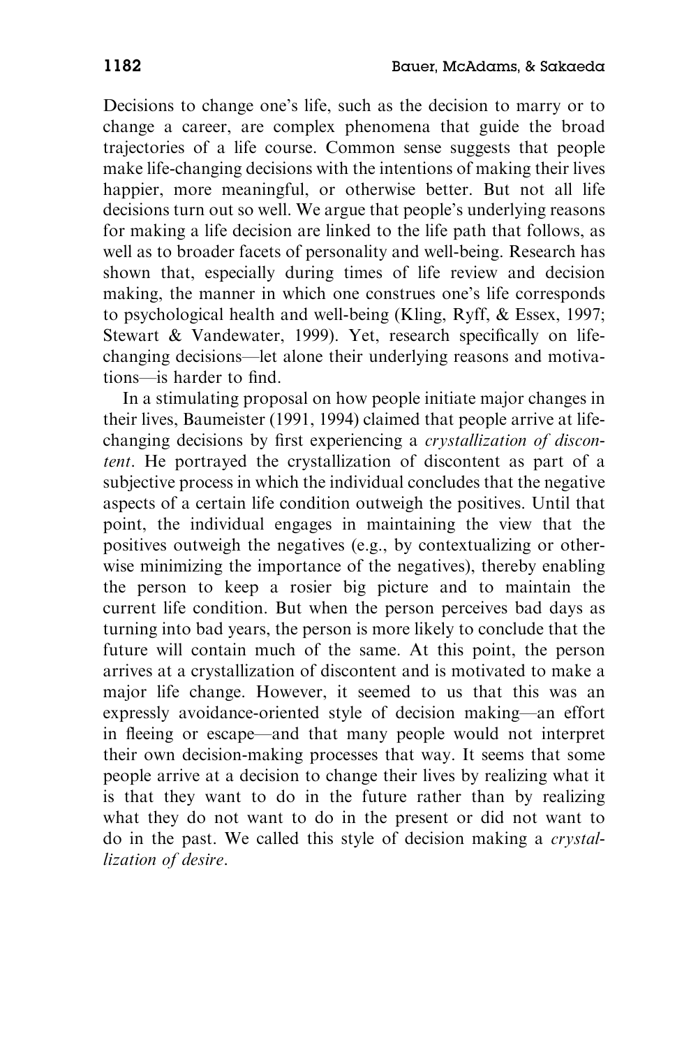Decisions to change one's life, such as the decision to marry or to change a career, are complex phenomena that guide the broad trajectories of a life course. Common sense suggests that people make life-changing decisions with the intentions of making their lives happier, more meaningful, or otherwise better. But not all life decisions turn out so well. We argue that people's underlying reasons for making a life decision are linked to the life path that follows, as well as to broader facets of personality and well-being. Research has shown that, especially during times of life review and decision making, the manner in which one construes one's life corresponds to psychological health and well-being (Kling, Ryff, & Essex, 1997; Stewart & Vandewater, 1999). Yet, research specifically on life-changing decisions—let alone their underlying reasons and motivations—is harder to find.

In a stimulating proposal on how people initiate major changes in their lives, Baumeister (1991, 1994) claimed that people arrive at life-changing decisions by first experiencing a *crystallization of discontent*. He portrayed the crystallization of discontent as part of a subjective process in which the individual concludes that the negative aspects of a certain life condition outweigh the positives. Until that point, the individual engages in maintaining the view that the positives outweigh the negatives (e.g., by contextualizing or otherwise minimizing the importance of the negatives), thereby enabling the person to keep a rosier big picture and to maintain the current life condition. But when the person perceives bad days as turning into bad years, the person is more likely to conclude that the future will contain much of the same. At this point, the person arrives at a crystallization of discontent and is motivated to make a major life change. However, it seemed to us that this was an expressly avoidance-oriented style of decision making—an effort in fleeing or escape—and that many people would not interpret their own decision-making processes that way. It seems that some people arrive at a decision to change their lives by realizing what it is that they want to do in the future rather than by realizing what they do not want to do in the present or did not want to do in the past. We called this style of decision making a *crystallization of desire*.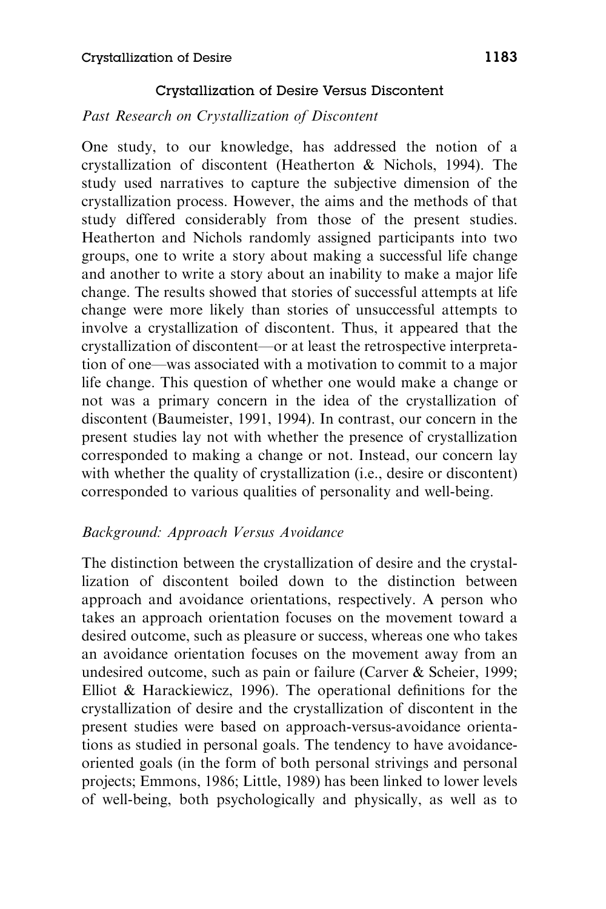## Crystallization of Desire Versus Discontent

### *Past Research on Crystallization of Discontent*

One study, to our knowledge, has addressed the notion of a crystallization of discontent (Heatherton & Nichols, 1994). The study used narratives to capture the subjective dimension of the crystallization process. However, the aims and the methods of that study differed considerably from those of the present studies. Heatherton and Nichols randomly assigned participants into two groups, one to write a story about making a successful life change and another to write a story about an inability to make a major life change. The results showed that stories of successful attempts at life change were more likely than stories of unsuccessful attempts to involve a crystallization of discontent. Thus, it appeared that the crystallization of discontent—or at least the retrospective interpretation of one—was associated with a motivation to commit to a major life change. This question of whether one would make a change or not was a primary concern in the idea of the crystallization of discontent (Baumeister, 1991, 1994). In contrast, our concern in the present studies lay not with whether the presence of crystallization corresponded to making a change or not. Instead, our concern lay with whether the quality of crystallization (i.e., desire or discontent) corresponded to various qualities of personality and well-being.

### *Background: Approach Versus Avoidance*

The distinction between the crystallization of desire and the crystallization of discontent boiled down to the distinction between approach and avoidance orientations, respectively. A person who takes an approach orientation focuses on the movement toward a desired outcome, such as pleasure or success, whereas one who takes an avoidance orientation focuses on the movement away from an undesired outcome, such as pain or failure (Carver & Scheier, 1999; Elliot & Harackiewicz, 1996). The operational definitions for the crystallization of desire and the crystallization of discontent in the present studies were based on approach-versus-avoidance orientations as studied in personal goals. The tendency to have avoidance-oriented goals (in the form of both personal strivings and personal projects; Emmons, 1986; Little, 1989) has been linked to lower levels of well-being, both psychologically and physically, as well as to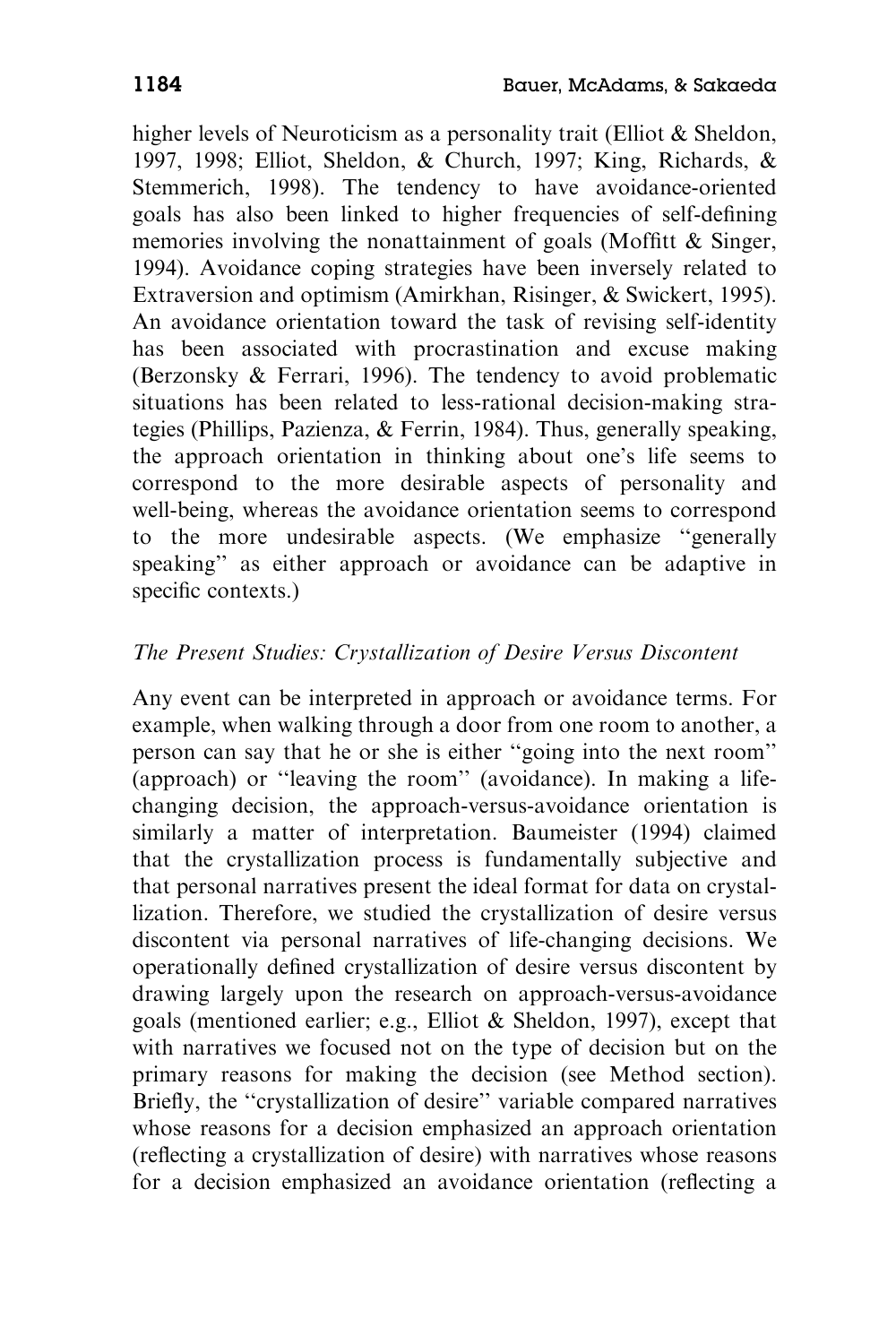higher levels of Neuroticism as a personality trait (Elliot & Sheldon, 1997, 1998; Elliot, Sheldon, & Church, 1997; King, Richards, & Stemmerich, 1998). The tendency to have avoidance-oriented goals has also been linked to higher frequencies of self-defining memories involving the nonattainment of goals (Moffitt & Singer, 1994). Avoidance coping strategies have been inversely related to Extraversion and optimism (Amirkhan, Risinger, & Swickert, 1995). An avoidance orientation toward the task of revising self-identity has been associated with procrastination and excuse making (Berzonsky & Ferrari, 1996). The tendency to avoid problematic situations has been related to less-rational decision-making strategies (Phillips, Pazienza, & Ferrin, 1984). Thus, generally speaking, the approach orientation in thinking about one's life seems to correspond to the more desirable aspects of personality and well-being, whereas the avoidance orientation seems to correspond to the more undesirable aspects. (We emphasize "generally speaking" as either approach or avoidance can be adaptive in specific contexts.)

### *The Present Studies: Crystallization of Desire Versus Discontent*

Any event can be interpreted in approach or avoidance terms. For example, when walking through a door from one room to another, a person can say that he or she is either "going into the next room" (approach) or "leaving the room" (avoidance). In making a life-changing decision, the approach-versus-avoidance orientation is similarly a matter of interpretation. Baumeister (1994) claimed that the crystallization process is fundamentally subjective and that personal narratives present the ideal format for data on crystallization. Therefore, we studied the crystallization of desire versus discontent via personal narratives of life-changing decisions. We operationally defined crystallization of desire versus discontent by drawing largely upon the research on approach-versus-avoidance goals (mentioned earlier; e.g., Elliot & Sheldon, 1997), except that with narratives we focused not on the type of decision but on the primary reasons for making the decision (see Method section). Briefly, the "crystallization of desire" variable compared narratives whose reasons for a decision emphasized an approach orientation (reflecting a crystallization of desire) with narratives whose reasons for a decision emphasized an avoidance orientation (reflecting a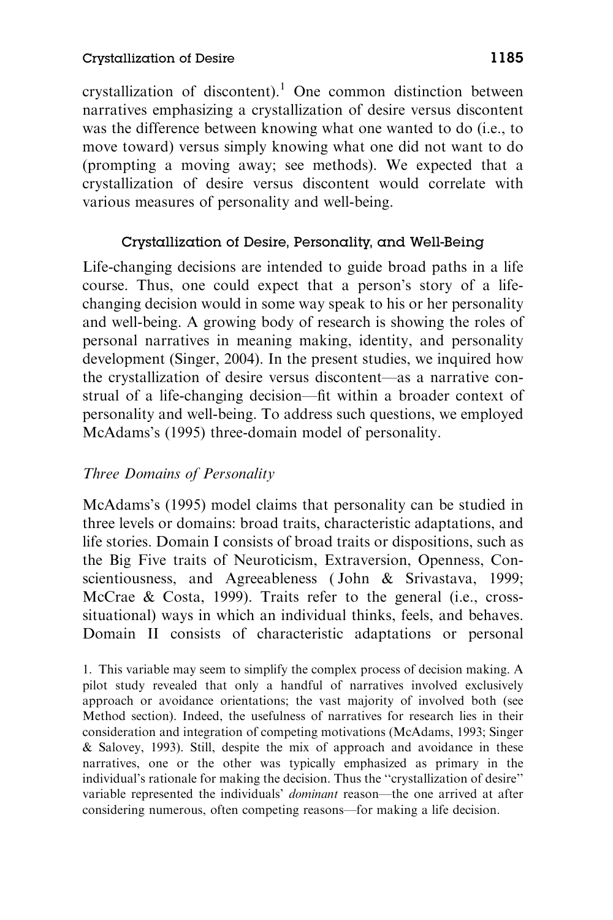crystallization of discontent).[1] One common distinction between narratives emphasizing a crystallization of desire versus discontent was the difference between knowing what one wanted to do (i.e., to move toward) versus simply knowing what one did not want to do (prompting a moving away; see methods). We expected that a crystallization of desire versus discontent would correlate with various measures of personality and well-being.

### Crystallization of Desire, Personality, and Well-Being

Life-changing decisions are intended to guide broad paths in a life course. Thus, one could expect that a person's story of a life-changing decision would in some way speak to his or her personality and well-being. A growing body of research is showing the roles of personal narratives in meaning making, identity, and personality development (Singer, 2004). In the present studies, we inquired how the crystallization of desire versus discontent—as a narrative construal of a life-changing decision—fit within a broader context of personality and well-being. To address such questions, we employed McAdams's (1995) three-domain model of personality.

#### *Three Domains of Personality*

McAdams's (1995) model claims that personality can be studied in three levels or domains: broad traits, characteristic adaptations, and life stories. Domain I consists of broad traits or dispositions, such as the Big Five traits of Neuroticism, Extraversion, Openness, Conscientiousness, and Agreeableness (John & Srivastava, 1999; McCrae & Costa, 1999). Traits refer to the general (i.e., cross-situational) ways in which an individual thinks, feels, and behaves. Domain II consists of characteristic adaptations or personal

1. This variable may seem to simplify the complex process of decision making. A pilot study revealed that only a handful of narratives involved exclusively approach or avoidance orientations; the vast majority of involved both (see Method section). Indeed, the usefulness of narratives for research lies in their consideration and integration of competing motivations (McAdams, 1993; Singer & Salovey, 1993). Still, despite the mix of approach and avoidance in these narratives, one or the other was typically emphasized as primary in the individual's rationale for making the decision. Thus the "crystallization of desire" variable represented the individuals' *dominant* reason—the one arrived at after considering numerous, often competing reasons—for making a life decision.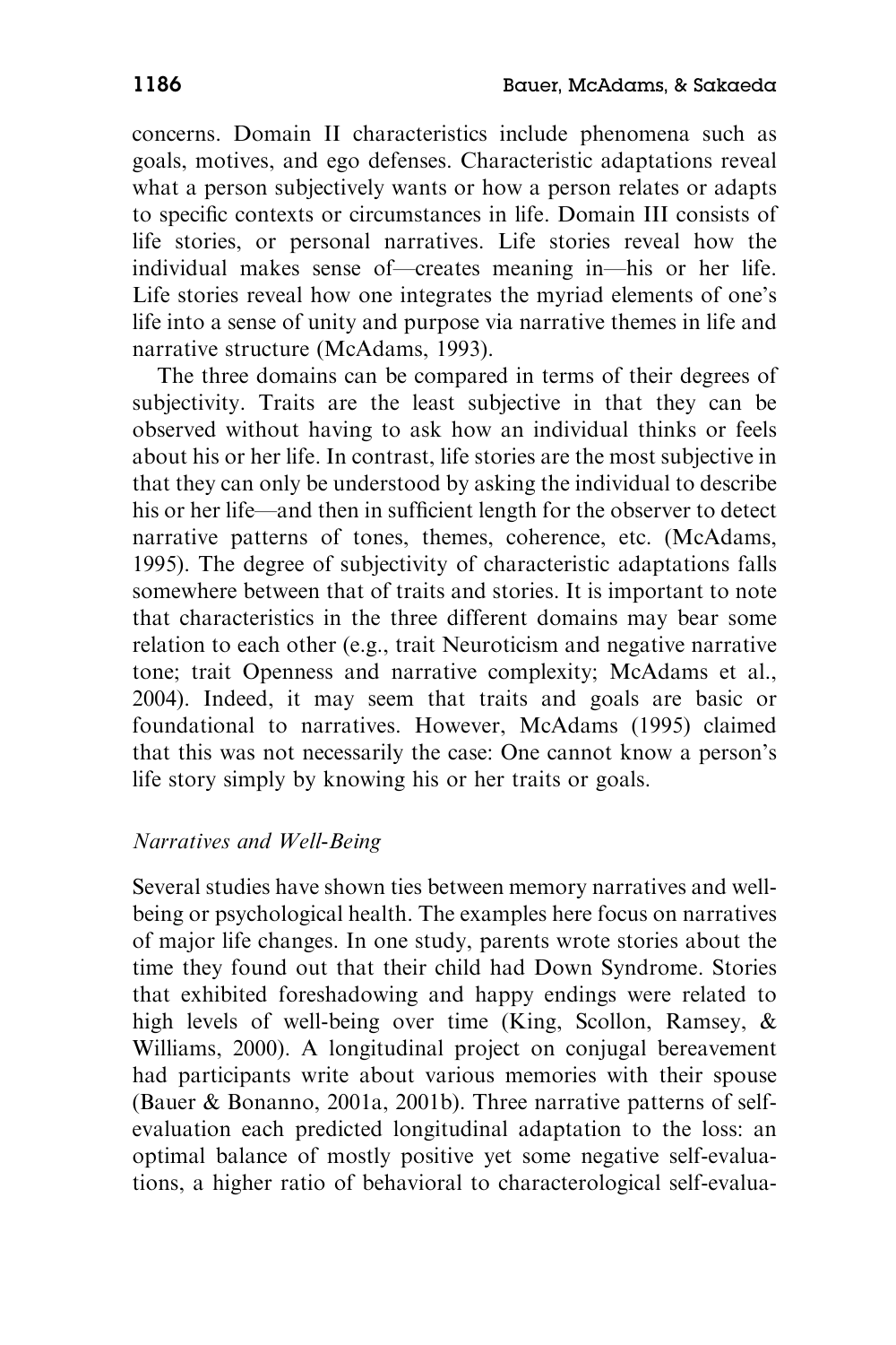concerns. Domain II characteristics include phenomena such as goals, motives, and ego defenses. Characteristic adaptations reveal what a person subjectively wants or how a person relates or adapts to specific contexts or circumstances in life. Domain III consists of life stories, or personal narratives. Life stories reveal how the individual makes sense of—creates meaning in—his or her life. Life stories reveal how one integrates the myriad elements of one's life into a sense of unity and purpose via narrative themes in life and narrative structure (McAdams, 1993).

The three domains can be compared in terms of their degrees of subjectivity. Traits are the least subjective in that they can be observed without having to ask how an individual thinks or feels about his or her life. In contrast, life stories are the most subjective in that they can only be understood by asking the individual to describe his or her life—and then in sufficient length for the observer to detect narrative patterns of tones, themes, coherence, etc. (McAdams, 1995). The degree of subjectivity of characteristic adaptations falls somewhere between that of traits and stories. It is important to note that characteristics in the three different domains may bear some relation to each other (e.g., trait Neuroticism and negative narrative tone; trait Openness and narrative complexity; McAdams et al., 2004). Indeed, it may seem that traits and goals are basic or foundational to narratives. However, McAdams (1995) claimed that this was not necessarily the case: One cannot know a person's life story simply by knowing his or her traits or goals.

### *Narratives and Well-Being*

Several studies have shown ties between memory narratives and well-being or psychological health. The examples here focus on narratives of major life changes. In one study, parents wrote stories about the time they found out that their child had Down Syndrome. Stories that exhibited foreshadowing and happy endings were related to high levels of well-being over time (King, Scollon, Ramsey, & Williams, 2000). A longitudinal project on conjugal bereavement had participants write about various memories with their spouse (Bauer & Bonanno, 2001a, 2001b). Three narrative patterns of self-evaluation each predicted longitudinal adaptation to the loss: an optimal balance of mostly positive yet some negative self-evaluations, a higher ratio of behavioral to characterological self-evalua-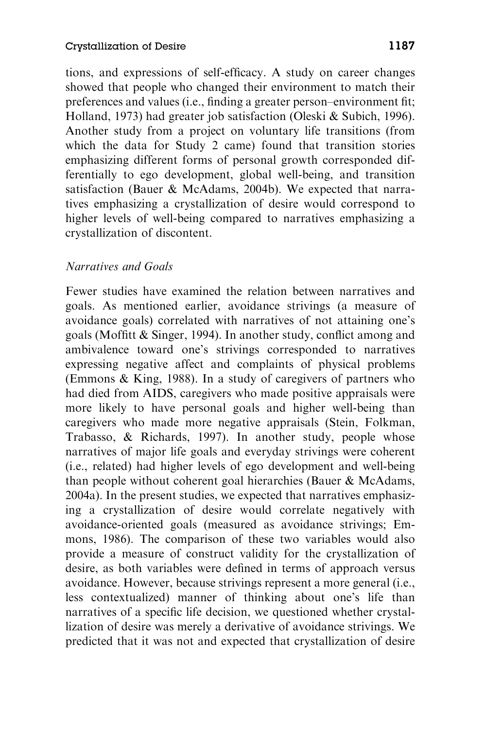tions, and expressions of self-efficacy. A study on career changes showed that people who changed their environment to match their preferences and values (i.e., finding a greater person–environment fit; Holland, 1973) had greater job satisfaction (Oleski & Subich, 1996). Another study from a project on voluntary life transitions (from which the data for Study 2 came) found that transition stories emphasizing different forms of personal growth corresponded differentially to ego development, global well-being, and transition satisfaction (Bauer & McAdams, 2004b). We expected that narratives emphasizing a crystallization of desire would correspond to higher levels of well-being compared to narratives emphasizing a crystallization of discontent.

*Narratives and Goals*

Fewer studies have examined the relation between narratives and goals. As mentioned earlier, avoidance strivings (a measure of avoidance goals) correlated with narratives of not attaining one's goals (Moffitt & Singer, 1994). In another study, conflict among and ambivalence toward one's strivings corresponded to narratives expressing negative affect and complaints of physical problems (Emmons & King, 1988). In a study of caregivers of partners who had died from AIDS, caregivers who made positive appraisals were more likely to have personal goals and higher well-being than caregivers who made more negative appraisals (Stein, Folkman, Trabasso, & Richards, 1997). In another study, people whose narratives of major life goals and everyday strivings were coherent (i.e., related) had higher levels of ego development and well-being than people without coherent goal hierarchies (Bauer & McAdams, 2004a). In the present studies, we expected that narratives emphasizing a crystallization of desire would correlate negatively with avoidance-oriented goals (measured as avoidance strivings; Emmons, 1986). The comparison of these two variables would also provide a measure of construct validity for the crystallization of desire, as both variables were defined in terms of approach versus avoidance. However, because strivings represent a more general (i.e., less contextualized) manner of thinking about one's life than narratives of a specific life decision, we questioned whether crystallization of desire was merely a derivative of avoidance strivings. We predicted that it was not and expected that crystallization of desire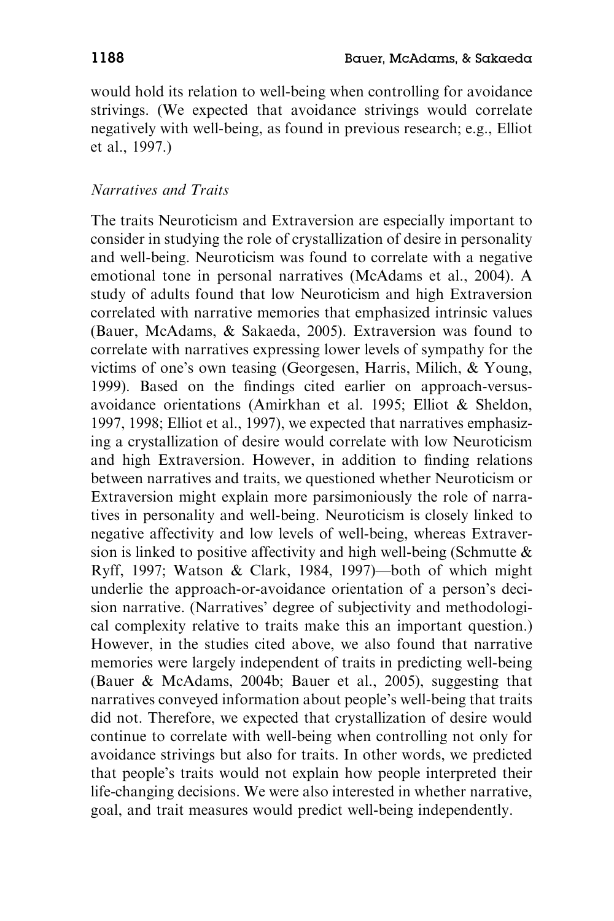would hold its relation to well-being when controlling for avoidance strivings. (We expected that avoidance strivings would correlate negatively with well-being, as found in previous research; e.g., Elliot et al., 1997.)

### *Narratives and Traits*

The traits Neuroticism and Extraversion are especially important to consider in studying the role of crystallization of desire in personality and well-being. Neuroticism was found to correlate with a negative emotional tone in personal narratives (McAdams et al., 2004). A study of adults found that low Neuroticism and high Extraversion correlated with narrative memories that emphasized intrinsic values (Bauer, McAdams, & Sakaeda, 2005). Extraversion was found to correlate with narratives expressing lower levels of sympathy for the victims of one's own teasing (Georgesen, Harris, Milich, & Young, 1999). Based on the findings cited earlier on approach-versus-avoidance orientations (Amirkhan et al. 1995; Elliot & Sheldon, 1997, 1998; Elliot et al., 1997), we expected that narratives emphasizing a crystallization of desire would correlate with low Neuroticism and high Extraversion. However, in addition to finding relations between narratives and traits, we questioned whether Neuroticism or Extraversion might explain more parsimoniously the role of narratives in personality and well-being. Neuroticism is closely linked to negative affectivity and low levels of well-being, whereas Extraversion is linked to positive affectivity and high well-being (Schmutte & Ryff, 1997; Watson & Clark, 1984, 1997)—both of which might underlie the approach-or-avoidance orientation of a person's decision narrative. (Narratives' degree of subjectivity and methodological complexity relative to traits make this an important question.) However, in the studies cited above, we also found that narrative memories were largely independent of traits in predicting well-being (Bauer & McAdams, 2004b; Bauer et al., 2005), suggesting that narratives conveyed information about people's well-being that traits did not. Therefore, we expected that crystallization of desire would continue to correlate with well-being when controlling not only for avoidance strivings but also for traits. In other words, we predicted that people's traits would not explain how people interpreted their life-changing decisions. We were also interested in whether narrative, goal, and trait measures would predict well-being independently.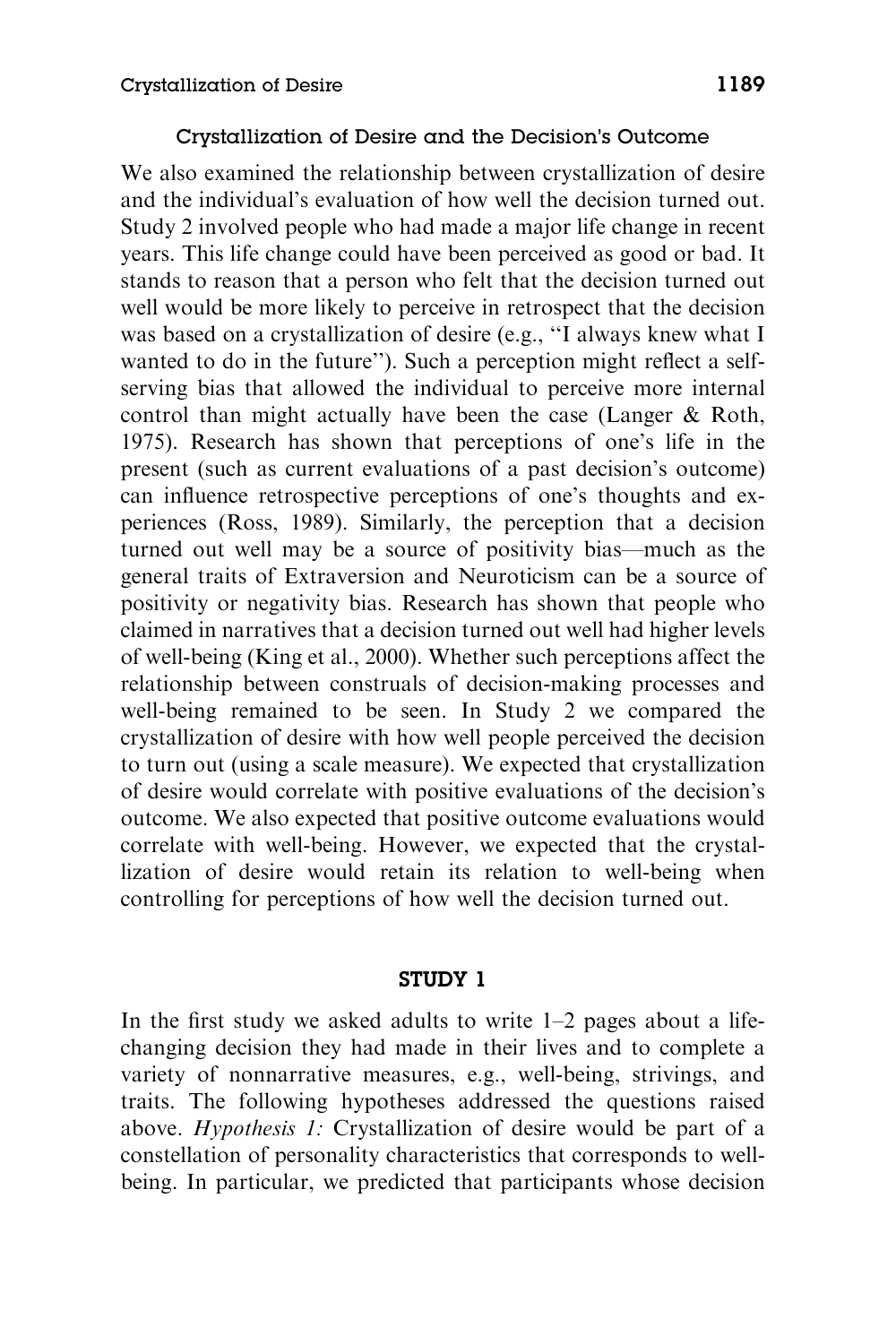### Crystallization of Desire and the Decision's Outcome

We also examined the relationship between crystallization of desire and the individual's evaluation of how well the decision turned out. Study 2 involved people who had made a major life change in recent years. This life change could have been perceived as good or bad. It stands to reason that a person who felt that the decision turned out well would be more likely to perceive in retrospect that the decision was based on a crystallization of desire (e.g., ''I always knew what I wanted to do in the future''). Such a perception might reflect a self-serving bias that allowed the individual to perceive more internal control than might actually have been the case (Langer & Roth, 1975). Research has shown that perceptions of one's life in the present (such as current evaluations of a past decision's outcome) can influence retrospective perceptions of one's thoughts and experiences (Ross, 1989). Similarly, the perception that a decision turned out well may be a source of positivity bias—much as the general traits of Extraversion and Neuroticism can be a source of positivity or negativity bias. Research has shown that people who claimed in narratives that a decision turned out well had higher levels of well-being (King et al., 2000). Whether such perceptions affect the relationship between construals of decision-making processes and well-being remained to be seen. In Study 2 we compared the crystallization of desire with how well people perceived the decision to turn out (using a scale measure). We expected that crystallization of desire would correlate with positive evaluations of the decision's outcome. We also expected that positive outcome evaluations would correlate with well-being. However, we expected that the crystallization of desire would retain its relation to well-being when controlling for perceptions of how well the decision turned out.

## STUDY 1

In the first study we asked adults to write 1–2 pages about a life-changing decision they had made in their lives and to complete a variety of nonnarrative measures, e.g., well-being, strivings, and traits. The following hypotheses addressed the questions raised above. *Hypothesis 1:* Crystallization of desire would be part of a constellation of personality characteristics that corresponds to well-being. In particular, we predicted that participants whose decision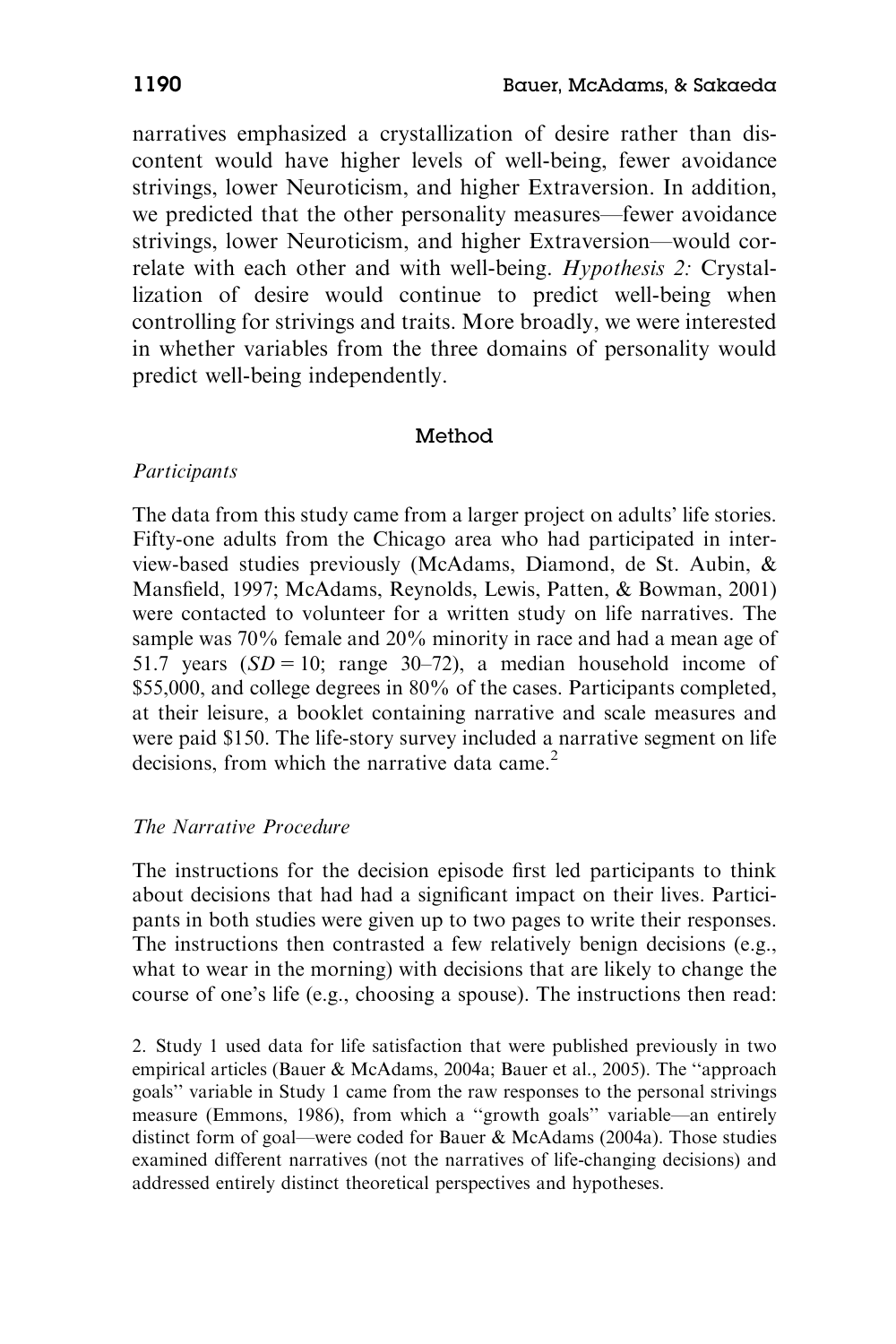narratives emphasized a crystallization of desire rather than discontent would have higher levels of well-being, fewer avoidance strivings, lower Neuroticism, and higher Extraversion. In addition, we predicted that the other personality measures—fewer avoidance strivings, lower Neuroticism, and higher Extraversion—would correlate with each other and with well-being. *Hypothesis 2:* Crystallization of desire would continue to predict well-being when controlling for strivings and traits. More broadly, we were interested in whether variables from the three domains of personality would predict well-being independently.

## Method

### *Participants*

The data from this study came from a larger project on adults' life stories. Fifty-one adults from the Chicago area who had participated in interview-based studies previously (McAdams, Diamond, de St. Aubin, & Mansfield, 1997; McAdams, Reynolds, Lewis, Patten, & Bowman, 2001) were contacted to volunteer for a written study on life narratives. The sample was 70% female and 20% minority in race and had a mean age of 51.7 years ($SD = 10$; range 30–72), a median household income of $55,000, and college degrees in 80% of the cases. Participants completed, at their leisure, a booklet containing narrative and scale measures and were paid $150. The life-story survey included a narrative segment on life decisions, from which the narrative data came.[2]

### *The Narrative Procedure*

The instructions for the decision episode first led participants to think about decisions that had had a significant impact on their lives. Participants in both studies were given up to two pages to write their responses. The instructions then contrasted a few relatively benign decisions (e.g., what to wear in the morning) with decisions that are likely to change the course of one's life (e.g., choosing a spouse). The instructions then read:

2. Study 1 used data for life satisfaction that were published previously in two empirical articles (Bauer & McAdams, 2004a; Bauer et al., 2005). The ''approach goals'' variable in Study 1 came from the raw responses to the personal strivings measure (Emmons, 1986), from which a ''growth goals'' variable—an entirely distinct form of goal—were coded for Bauer & McAdams (2004a). Those studies examined different narratives (not the narratives of life-changing decisions) and addressed entirely distinct theoretical perspectives and hypotheses.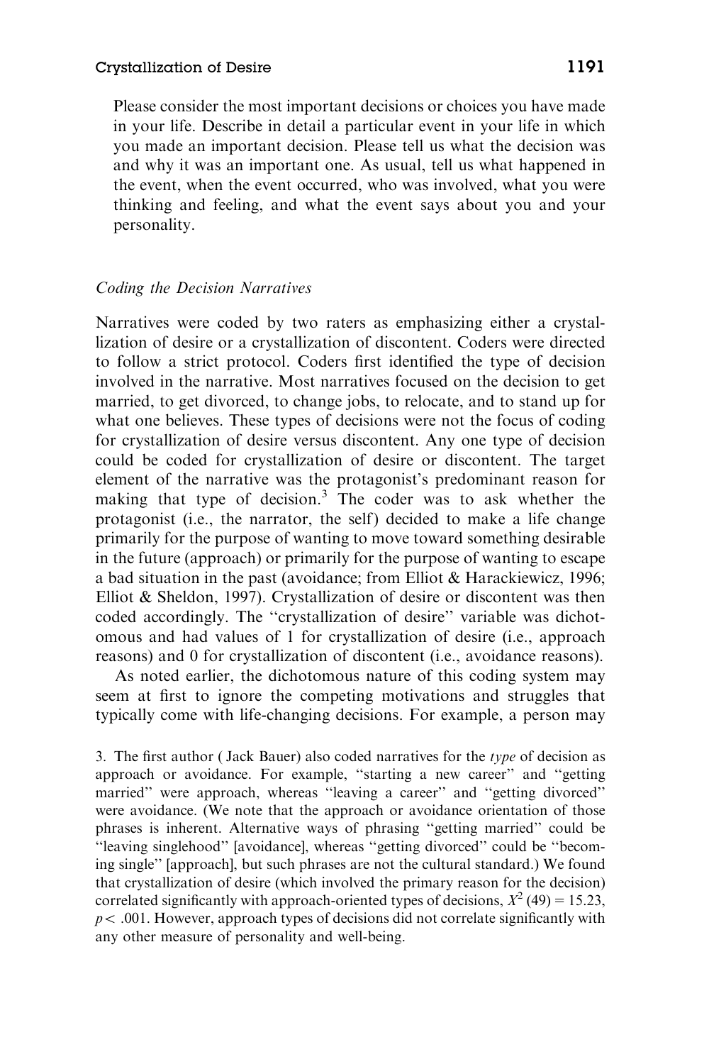Please consider the most important decisions or choices you have made in your life. Describe in detail a particular event in your life in which you made an important decision. Please tell us what the decision was and why it was an important one. As usual, tell us what happened in the event, when the event occurred, who was involved, what you were thinking and feeling, and what the event says about you and your personality.

*Coding the Decision Narratives*

Narratives were coded by two raters as emphasizing either a crystallization of desire or a crystallization of discontent. Coders were directed to follow a strict protocol. Coders first identified the type of decision involved in the narrative. Most narratives focused on the decision to get married, to get divorced, to change jobs, to relocate, and to stand up for what one believes. These types of decisions were not the focus of coding for crystallization of desire versus discontent. Any one type of decision could be coded for crystallization of desire or discontent. The target element of the narrative was the protagonist's predominant reason for making that type of decision.[3] The coder was to ask whether the protagonist (i.e., the narrator, the self) decided to make a life change primarily for the purpose of wanting to move toward something desirable in the future (approach) or primarily for the purpose of wanting to escape a bad situation in the past (avoidance; from Elliot & Harackiewicz, 1996; Elliot & Sheldon, 1997). Crystallization of desire or discontent was then coded accordingly. The "crystallization of desire" variable was dichotomous and had values of 1 for crystallization of desire (i.e., approach reasons) and 0 for crystallization of discontent (i.e., avoidance reasons).

As noted earlier, the dichotomous nature of this coding system may seem at first to ignore the competing motivations and struggles that typically come with life-changing decisions. For example, a person may

3. The first author (Jack Bauer) also coded narratives for the *type* of decision as approach or avoidance. For example, "starting a new career" and "getting married" were approach, whereas "leaving a career" and "getting divorced" were avoidance. (We note that the approach or avoidance orientation of those phrases is inherent. Alternative ways of phrasing "getting married" could be "leaving singlehood" [avoidance], whereas "getting divorced" could be "becoming single" [approach], but such phrases are not the cultural standard.) We found that crystallization of desire (which involved the primary reason for the decision) correlated significantly with approach-oriented types of decisions, $X^2\,(49) = 15.23$, $p < .001$. However, approach types of decisions did not correlate significantly with any other measure of personality and well-being.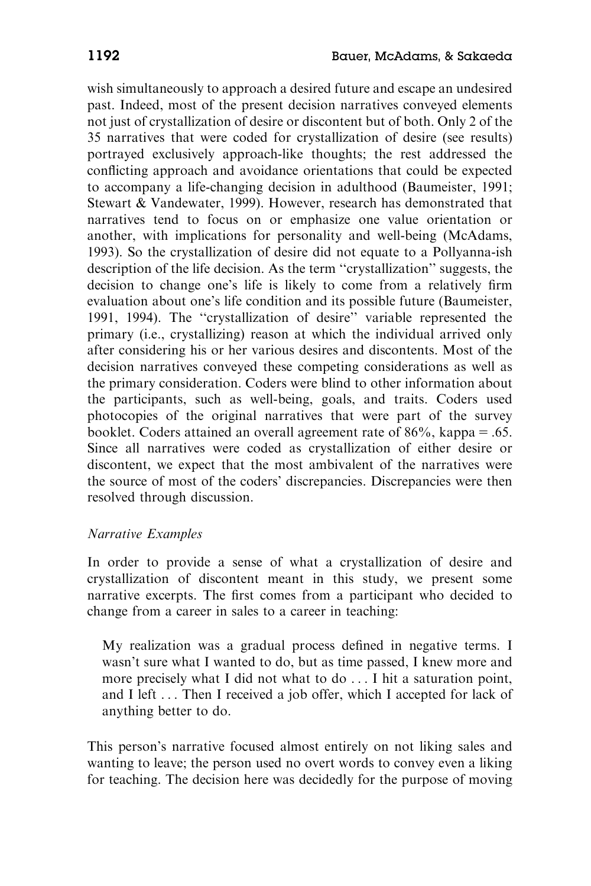wish simultaneously to approach a desired future and escape an undesired past. Indeed, most of the present decision narratives conveyed elements not just of crystallization of desire or discontent but of both. Only 2 of the 35 narratives that were coded for crystallization of desire (see results) portrayed exclusively approach-like thoughts; the rest addressed the conflicting approach and avoidance orientations that could be expected to accompany a life-changing decision in adulthood (Baumeister, 1991; Stewart & Vandewater, 1999). However, research has demonstrated that narratives tend to focus on or emphasize one value orientation or another, with implications for personality and well-being (McAdams, 1993). So the crystallization of desire did not equate to a Pollyanna-ish description of the life decision. As the term ''crystallization'' suggests, the decision to change one's life is likely to come from a relatively firm evaluation about one's life condition and its possible future (Baumeister, 1991, 1994). The ''crystallization of desire'' variable represented the primary (i.e., crystallizing) reason at which the individual arrived only after considering his or her various desires and discontents. Most of the decision narratives conveyed these competing considerations as well as the primary consideration. Coders were blind to other information about the participants, such as well-being, goals, and traits. Coders used photocopies of the original narratives that were part of the survey booklet. Coders attained an overall agreement rate of 86%, kappa = .65. Since all narratives were coded as crystallization of either desire or discontent, we expect that the most ambivalent of the narratives were the source of most of the coders' discrepancies. Discrepancies were then resolved through discussion.

### *Narrative Examples*

In order to provide a sense of what a crystallization of desire and crystallization of discontent meant in this study, we present some narrative excerpts. The first comes from a participant who decided to change from a career in sales to a career in teaching:

> My realization was a gradual process defined in negative terms. I wasn't sure what I wanted to do, but as time passed, I knew more and more precisely what I did not what to do . . . I hit a saturation point, and I left . . . Then I received a job offer, which I accepted for lack of anything better to do.

This person's narrative focused almost entirely on not liking sales and wanting to leave; the person used no overt words to convey even a liking for teaching. The decision here was decidedly for the purpose of moving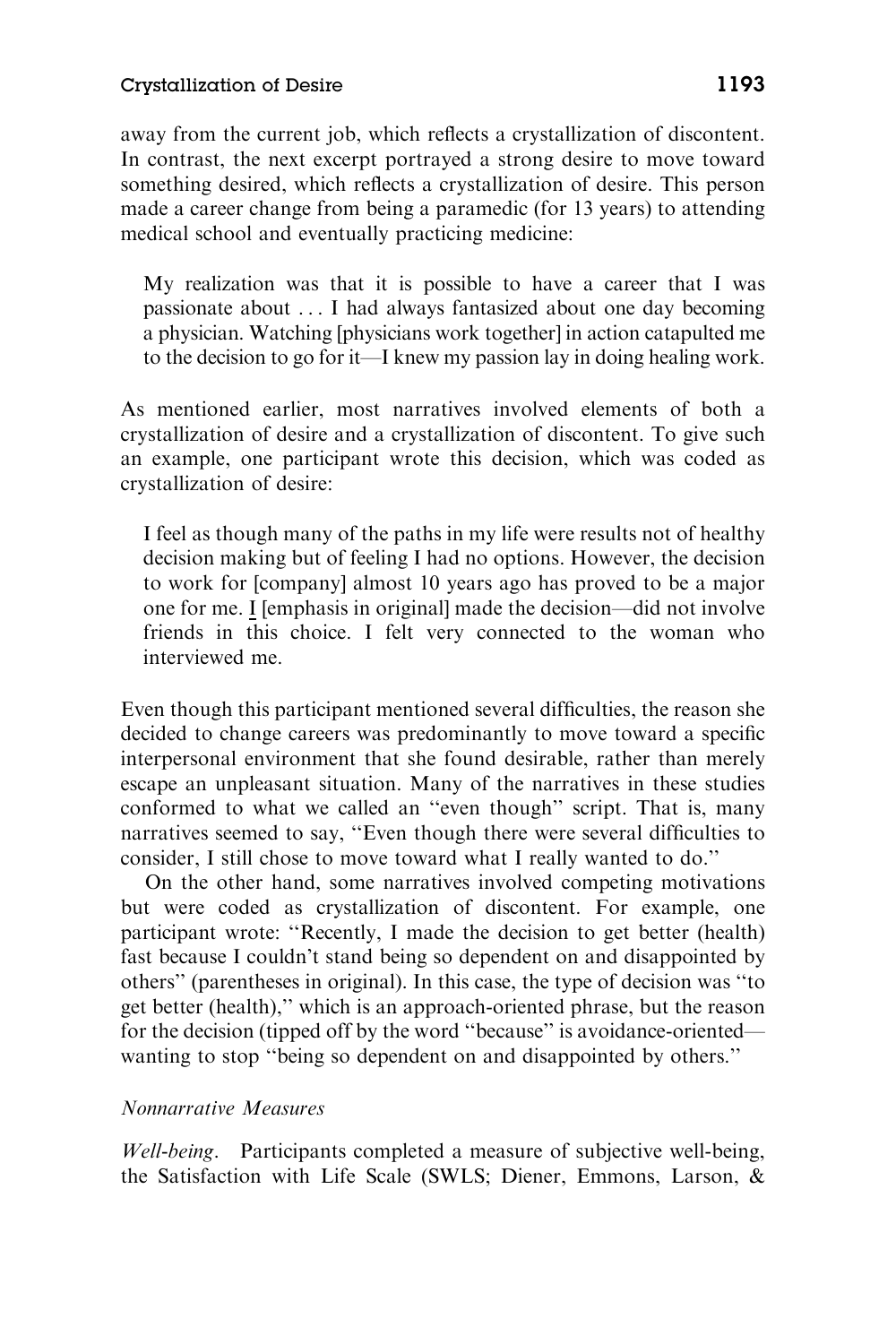away from the current job, which reflects a crystallization of discontent. In contrast, the next excerpt portrayed a strong desire to move toward something desired, which reflects a crystallization of desire. This person made a career change from being a paramedic (for 13 years) to attending medical school and eventually practicing medicine:

> My realization was that it is possible to have a career that I was passionate about . . . I had always fantasized about one day becoming a physician. Watching [physicians work together] in action catapulted me to the decision to go for it—I knew my passion lay in doing healing work.

As mentioned earlier, most narratives involved elements of both a crystallization of desire and a crystallization of discontent. To give such an example, one participant wrote this decision, which was coded as crystallization of desire:

> I feel as though many of the paths in my life were results not of healthy decision making but of feeling I had no options. However, the decision to work for [company] almost 10 years ago has proved to be a major one for me. I [emphasis in original] made the decision—did not involve friends in this choice. I felt very connected to the woman who interviewed me.

Even though this participant mentioned several difficulties, the reason she decided to change careers was predominantly to move toward a specific interpersonal environment that she found desirable, rather than merely escape an unpleasant situation. Many of the narratives in these studies conformed to what we called an "even though" script. That is, many narratives seemed to say, "Even though there were several difficulties to consider, I still chose to move toward what I really wanted to do."

On the other hand, some narratives involved competing motivations but were coded as crystallization of discontent. For example, one participant wrote: "Recently, I made the decision to get better (health) fast because I couldn't stand being so dependent on and disappointed by others" (parentheses in original). In this case, the type of decision was "to get better (health)," which is an approach-oriented phrase, but the reason for the decision (tipped off by the word "because" is avoidance-oriented—wanting to stop "being so dependent on and disappointed by others."

*Nonnarrative Measures*

*Well-being.* Participants completed a measure of subjective well-being, the Satisfaction with Life Scale (SWLS; Diener, Emmons, Larson, &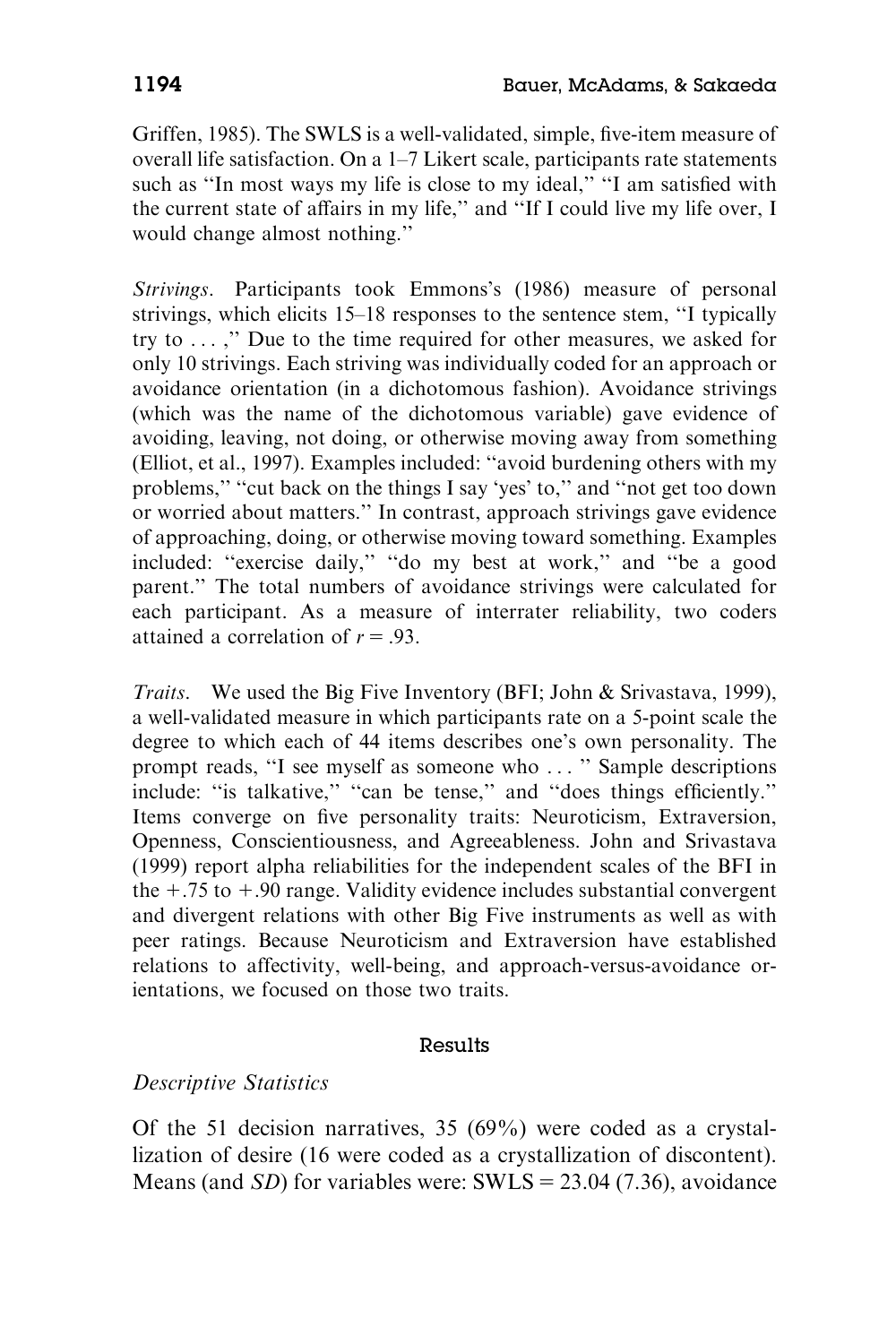Griffen, 1985). The SWLS is a well-validated, simple, five-item measure of overall life satisfaction. On a 1–7 Likert scale, participants rate statements such as "In most ways my life is close to my ideal," "I am satisfied with the current state of affairs in my life," and "If I could live my life over, I would change almost nothing."

*Strivings*. Participants took Emmons's (1986) measure of personal strivings, which elicits 15–18 responses to the sentence stem, "I typically try to . . . ," Due to the time required for other measures, we asked for only 10 strivings. Each striving was individually coded for an approach or avoidance orientation (in a dichotomous fashion). Avoidance strivings (which was the name of the dichotomous variable) gave evidence of avoiding, leaving, not doing, or otherwise moving away from something (Elliot, et al., 1997). Examples included: "avoid burdening others with my problems," "cut back on the things I say 'yes' to," and "not get too down or worried about matters." In contrast, approach strivings gave evidence of approaching, doing, or otherwise moving toward something. Examples included: "exercise daily," "do my best at work," and "be a good parent." The total numbers of avoidance strivings were calculated for each participant. As a measure of interrater reliability, two coders attained a correlation of $r = .93$.

*Traits*. We used the Big Five Inventory (BFI; John & Srivastava, 1999), a well-validated measure in which participants rate on a 5-point scale the degree to which each of 44 items describes one's own personality. The prompt reads, "I see myself as someone who . . . " Sample descriptions include: "is talkative," "can be tense," and "does things efficiently." Items converge on five personality traits: Neuroticism, Extraversion, Openness, Conscientiousness, and Agreeableness. John and Srivastava (1999) report alpha reliabilities for the independent scales of the BFI in the $+.75$ to $+.90$ range. Validity evidence includes substantial convergent and divergent relations with other Big Five instruments as well as with peer ratings. Because Neuroticism and Extraversion have established relations to affectivity, well-being, and approach-versus-avoidance orientations, we focused on those two traits.

## Results

### *Descriptive Statistics*

Of the 51 decision narratives, 35 (69%) were coded as a crystallization of desire (16 were coded as a crystallization of discontent). Means (and *SD*) for variables were: SWLS = 23.04 (7.36), avoidance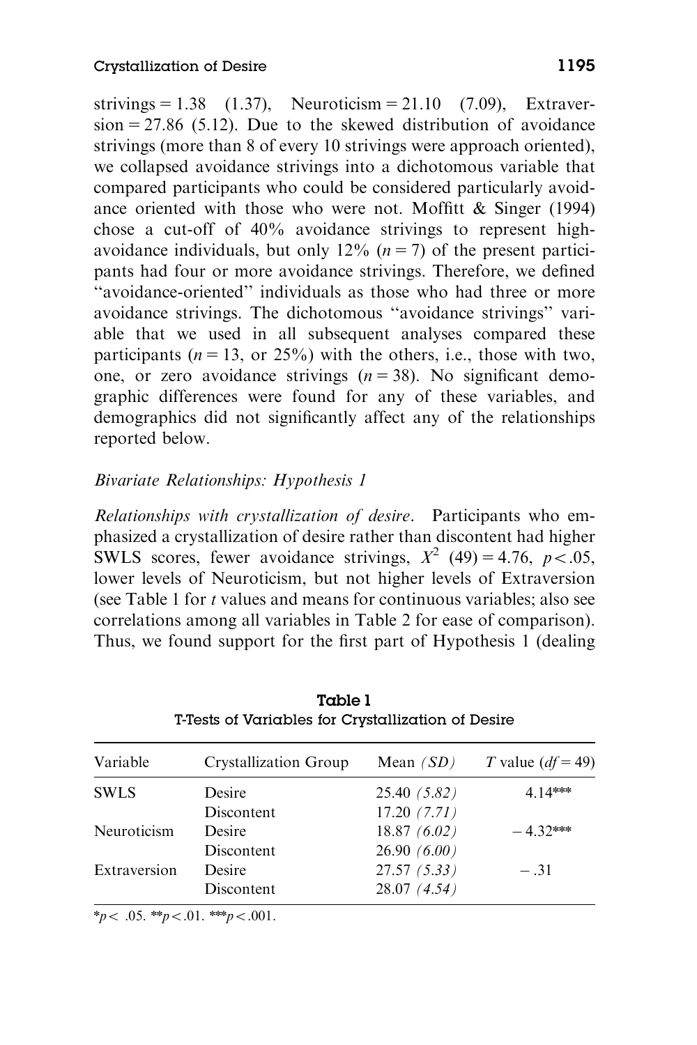strivings = 1.38 (1.37), Neuroticism = 21.10 (7.09), Extraversion = 27.86 (5.12). Due to the skewed distribution of avoidance strivings (more than 8 of every 10 strivings were approach oriented), we collapsed avoidance strivings into a dichotomous variable that compared participants who could be considered particularly avoidance oriented with those who were not. Moffitt & Singer (1994) chose a cut-off of 40% avoidance strivings to represent high-avoidance individuals, but only 12% ($n = 7$) of the present participants had four or more avoidance strivings. Therefore, we defined "avoidance-oriented" individuals as those who had three or more avoidance strivings. The dichotomous "avoidance strivings" variable that we used in all subsequent analyses compared these participants ($n = 13$, or 25%) with the others, i.e., those with two, one, or zero avoidance strivings ($n = 38$). No significant demographic differences were found for any of these variables, and demographics did not significantly affect any of the relationships reported below.

### *Bivariate Relationships: Hypothesis 1*

*Relationships with crystallization of desire*. Participants who emphasized a crystallization of desire rather than discontent had higher SWLS scores, fewer avoidance strivings, $X^2$ (49) = 4.76, $p < .05$, lower levels of Neuroticism, but not higher levels of Extraversion (see Table 1 for $t$ values and means for continuous variables; also see correlations among all variables in Table 2 for ease of comparison). Thus, we found support for the first part of Hypothesis 1 (dealing

**Table 1**
T-Tests of Variables for Crystallization of Desire

| Variable | Crystallization Group | Mean *(SD)* | *T* value ($df = 49$) |
|---|---|---|---|
| SWLS | Desire | 25.40 *(5.82)* | 4.14*** |
| | Discontent | 17.20 *(7.71)* | |
| Neuroticism | Desire | 18.87 *(6.02)* | −4.32*** |
| | Discontent | 26.90 *(6.00)* | |
| Extraversion | Desire | 27.57 *(5.33)* | −.31 |
| | Discontent | 28.07 *(4.54)* | |

*$p < .05$. **$p < .01$. ***$p < .001$.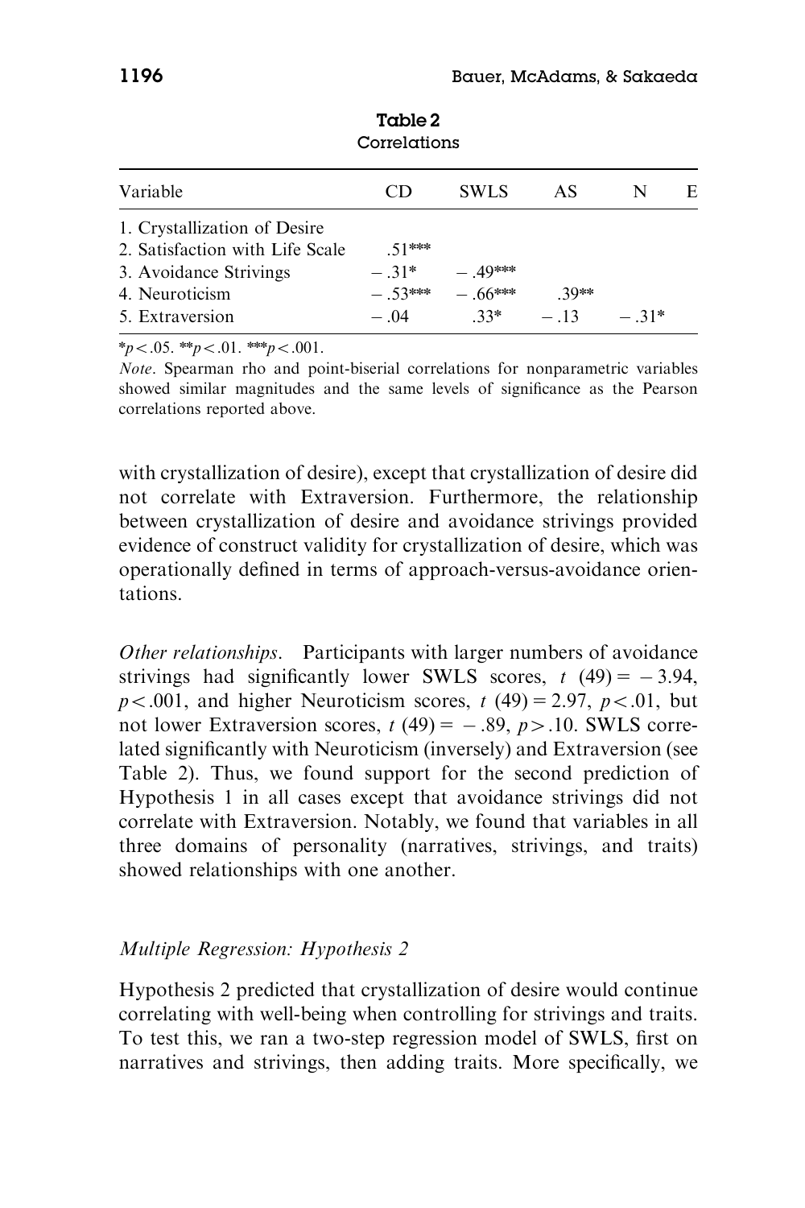**Table 2**
Correlations

| Variable | CD | SWLS | AS | N | E |
|---|---|---|---|---|---|
| 1. Crystallization of Desire | | | | | |
| 2. Satisfaction with Life Scale | .51*** | | | | |
| 3. Avoidance Strivings | −.31* | −.49*** | | | |
| 4. Neuroticism | −.53*** | −.66*** | .39** | | |
| 5. Extraversion | −.04 | .33* | −.13 | −.31* | |

*$p < .05$. **$p < .01$. ***$p < .001$.

*Note*. Spearman rho and point-biserial correlations for nonparametric variables showed similar magnitudes and the same levels of significance as the Pearson correlations reported above.

with crystallization of desire), except that crystallization of desire did not correlate with Extraversion. Furthermore, the relationship between crystallization of desire and avoidance strivings provided evidence of construct validity for crystallization of desire, which was operationally defined in terms of approach-versus-avoidance orientations.

*Other relationships*. Participants with larger numbers of avoidance strivings had significantly lower SWLS scores, $t\ (49) = -3.94$, $p < .001$, and higher Neuroticism scores, $t\ (49) = 2.97$, $p < .01$, but not lower Extraversion scores, $t\ (49) = -.89$, $p > .10$. SWLS correlated significantly with Neuroticism (inversely) and Extraversion (see Table 2). Thus, we found support for the second prediction of Hypothesis 1 in all cases except that avoidance strivings did not correlate with Extraversion. Notably, we found that variables in all three domains of personality (narratives, strivings, and traits) showed relationships with one another.

### *Multiple Regression: Hypothesis 2*

Hypothesis 2 predicted that crystallization of desire would continue correlating with well-being when controlling for strivings and traits. To test this, we ran a two-step regression model of SWLS, first on narratives and strivings, then adding traits. More specifically, we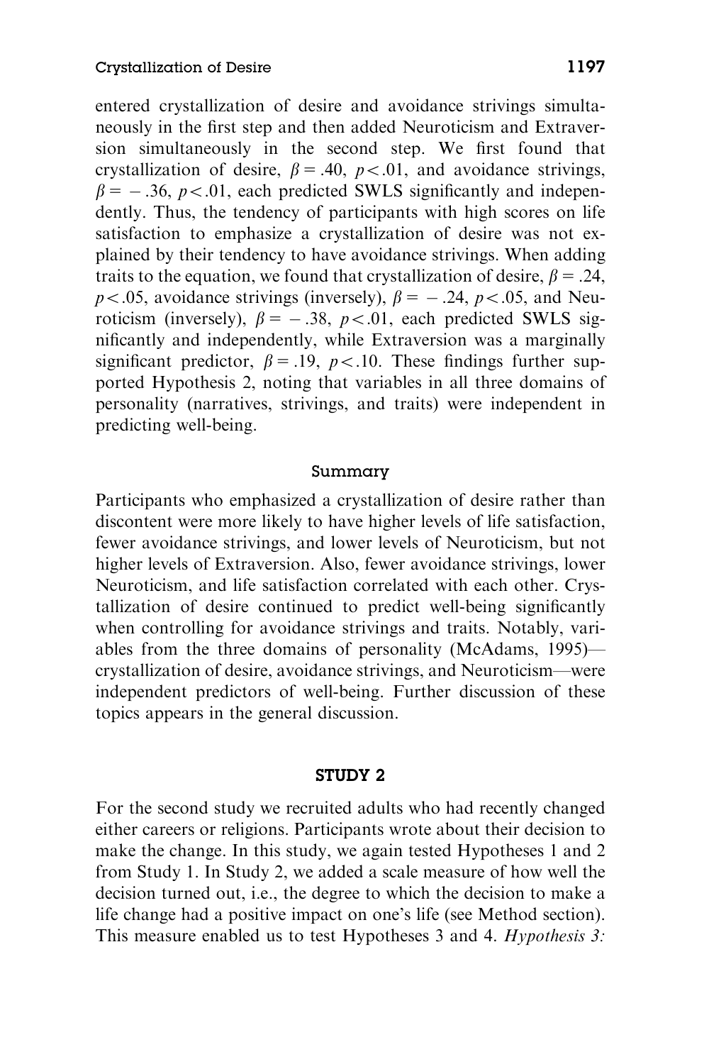entered crystallization of desire and avoidance strivings simultaneously in the first step and then added Neuroticism and Extraversion simultaneously in the second step. We first found that crystallization of desire, $\beta = .40$, $p < .01$, and avoidance strivings, $\beta = -.36$, $p < .01$, each predicted SWLS significantly and independently. Thus, the tendency of participants with high scores on life satisfaction to emphasize a crystallization of desire was not explained by their tendency to have avoidance strivings. When adding traits to the equation, we found that crystallization of desire, $\beta = .24$, $p < .05$, avoidance strivings (inversely), $\beta = -.24$, $p < .05$, and Neuroticism (inversely), $\beta = -.38$, $p < .01$, each predicted SWLS significantly and independently, while Extraversion was a marginally significant predictor, $\beta = .19$, $p < .10$. These findings further supported Hypothesis 2, noting that variables in all three domains of personality (narratives, strivings, and traits) were independent in predicting well-being.

### Summary

Participants who emphasized a crystallization of desire rather than discontent were more likely to have higher levels of life satisfaction, fewer avoidance strivings, and lower levels of Neuroticism, but not higher levels of Extraversion. Also, fewer avoidance strivings, lower Neuroticism, and life satisfaction correlated with each other. Crystallization of desire continued to predict well-being significantly when controlling for avoidance strivings and traits. Notably, variables from the three domains of personality (McAdams, 1995)—crystallization of desire, avoidance strivings, and Neuroticism—were independent predictors of well-being. Further discussion of these topics appears in the general discussion.

## STUDY 2

For the second study we recruited adults who had recently changed either careers or religions. Participants wrote about their decision to make the change. In this study, we again tested Hypotheses 1 and 2 from Study 1. In Study 2, we added a scale measure of how well the decision turned out, i.e., the degree to which the decision to make a life change had a positive impact on one's life (see Method section). This measure enabled us to test Hypotheses 3 and 4. *Hypothesis 3:*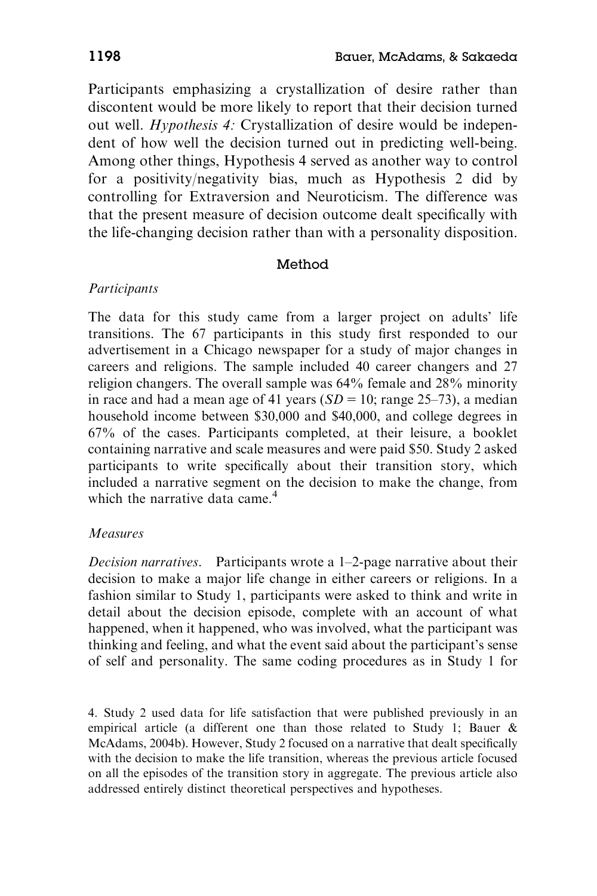Participants emphasizing a crystallization of desire rather than discontent would be more likely to report that their decision turned out well. *Hypothesis 4:* Crystallization of desire would be independent of how well the decision turned out in predicting well-being. Among other things, Hypothesis 4 served as another way to control for a positivity/negativity bias, much as Hypothesis 2 did by controlling for Extraversion and Neuroticism. The difference was that the present measure of decision outcome dealt specifically with the life-changing decision rather than with a personality disposition.

## Method

### *Participants*

The data for this study came from a larger project on adults' life transitions. The 67 participants in this study first responded to our advertisement in a Chicago newspaper for a study of major changes in careers and religions. The sample included 40 career changers and 27 religion changers. The overall sample was 64% female and 28% minority in race and had a mean age of 41 years ($SD = 10$; range 25–73), a median household income between \$30,000 and \$40,000, and college degrees in 67% of the cases. Participants completed, at their leisure, a booklet containing narrative and scale measures and were paid \$50. Study 2 asked participants to write specifically about their transition story, which included a narrative segment on the decision to make the change, from which the narrative data came.[4]

### *Measures*

*Decision narratives.* Participants wrote a 1–2-page narrative about their decision to make a major life change in either careers or religions. In a fashion similar to Study 1, participants were asked to think and write in detail about the decision episode, complete with an account of what happened, when it happened, who was involved, what the participant was thinking and feeling, and what the event said about the participant's sense of self and personality. The same coding procedures as in Study 1 for

4. Study 2 used data for life satisfaction that were published previously in an empirical article (a different one than those related to Study 1; Bauer & McAdams, 2004b). However, Study 2 focused on a narrative that dealt specifically with the decision to make the life transition, whereas the previous article focused on all the episodes of the transition story in aggregate. The previous article also addressed entirely distinct theoretical perspectives and hypotheses.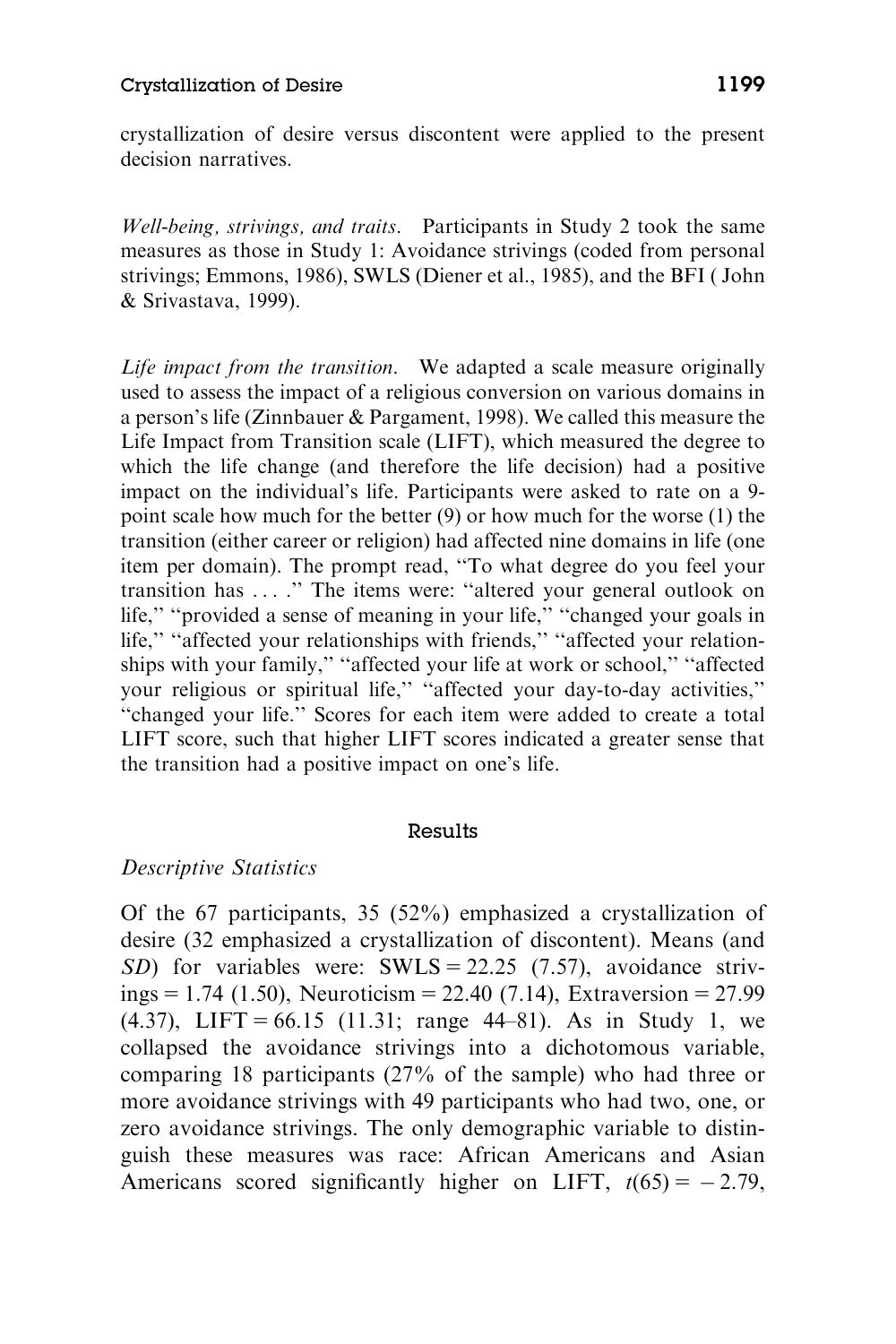crystallization of desire versus discontent were applied to the present decision narratives.

*Well-being, strivings, and traits.* Participants in Study 2 took the same measures as those in Study 1: Avoidance strivings (coded from personal strivings; Emmons, 1986), SWLS (Diener et al., 1985), and the BFI ( John & Srivastava, 1999).

*Life impact from the transition.* We adapted a scale measure originally used to assess the impact of a religious conversion on various domains in a person's life (Zinnbauer & Pargament, 1998). We called this measure the Life Impact from Transition scale (LIFT), which measured the degree to which the life change (and therefore the life decision) had a positive impact on the individual's life. Participants were asked to rate on a 9-point scale how much for the better (9) or how much for the worse (1) the transition (either career or religion) had affected nine domains in life (one item per domain). The prompt read, "To what degree do you feel your transition has . . . ." The items were: "altered your general outlook on life," "provided a sense of meaning in your life," "changed your goals in life," "affected your relationships with friends," "affected your relationships with your family," "affected your life at work or school," "affected your religious or spiritual life," "affected your day-to-day activities," "changed your life." Scores for each item were added to create a total LIFT score, such that higher LIFT scores indicated a greater sense that the transition had a positive impact on one's life.

## Results

### *Descriptive Statistics*

Of the 67 participants, 35 (52%) emphasized a crystallization of desire (32 emphasized a crystallization of discontent). Means (and *SD*) for variables were: SWLS = 22.25 (7.57), avoidance strivings = 1.74 (1.50), Neuroticism = 22.40 (7.14), Extraversion = 27.99 (4.37), LIFT = 66.15 (11.31; range 44–81). As in Study 1, we collapsed the avoidance strivings into a dichotomous variable, comparing 18 participants (27% of the sample) who had three or more avoidance strivings with 49 participants who had two, one, or zero avoidance strivings. The only demographic variable to distinguish these measures was race: African Americans and Asian Americans scored significantly higher on LIFT, $t(65) = -2.79$,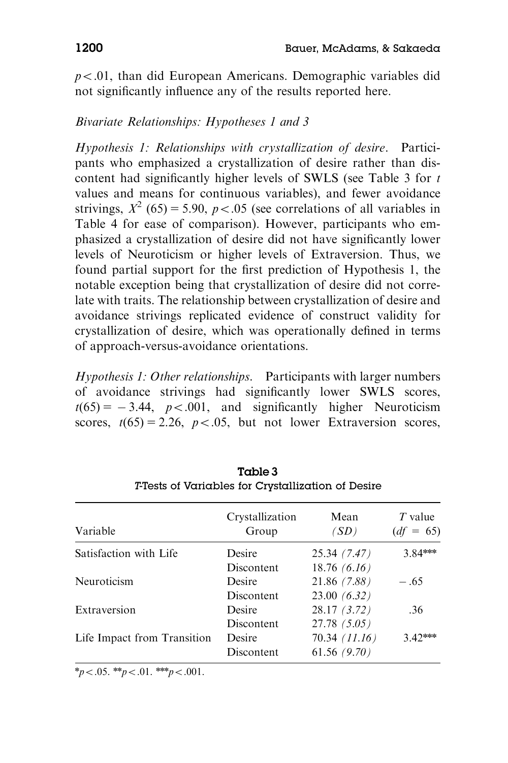$p < .01$, than did European Americans. Demographic variables did not significantly influence any of the results reported here.

### *Bivariate Relationships: Hypotheses 1 and 3*

*Hypothesis 1: Relationships with crystallization of desire.* Participants who emphasized a crystallization of desire rather than discontent had significantly higher levels of SWLS (see Table 3 for $t$ values and means for continuous variables), and fewer avoidance strivings, $X^2$ (65) = 5.90, $p < .05$ (see correlations of all variables in Table 4 for ease of comparison). However, participants who emphasized a crystallization of desire did not have significantly lower levels of Neuroticism or higher levels of Extraversion. Thus, we found partial support for the first prediction of Hypothesis 1, the notable exception being that crystallization of desire did not correlate with traits. The relationship between crystallization of desire and avoidance strivings replicated evidence of construct validity for crystallization of desire, which was operationally defined in terms of approach-versus-avoidance orientations.

*Hypothesis 1: Other relationships.* Participants with larger numbers of avoidance strivings had significantly lower SWLS scores, $t(65) = -3.44$, $p < .001$, and significantly higher Neuroticism scores, $t(65) = 2.26$, $p < .05$, but not lower Extraversion scores,

**Table 3**
*T*-Tests of Variables for Crystallization of Desire

| Variable | Crystallization Group | Mean (*SD*) | *T* value ($df$ = 65) |
|---|---|---|---|
| Satisfaction with Life | Desire | 25.34 *(7.47)* | 3.84*** |
| | Discontent | 18.76 *(6.16)* | |
| Neuroticism | Desire | 21.86 *(7.88)* | −.65 |
| | Discontent | 23.00 *(6.32)* | |
| Extraversion | Desire | 28.17 *(3.72)* | .36 |
| | Discontent | 27.78 *(5.05)* | |
| Life Impact from Transition | Desire | 70.34 *(11.16)* | 3.42*** |
| | Discontent | 61.56 *(9.70)* | |

*$p < .05$. **$p < .01$. ***$p < .001$.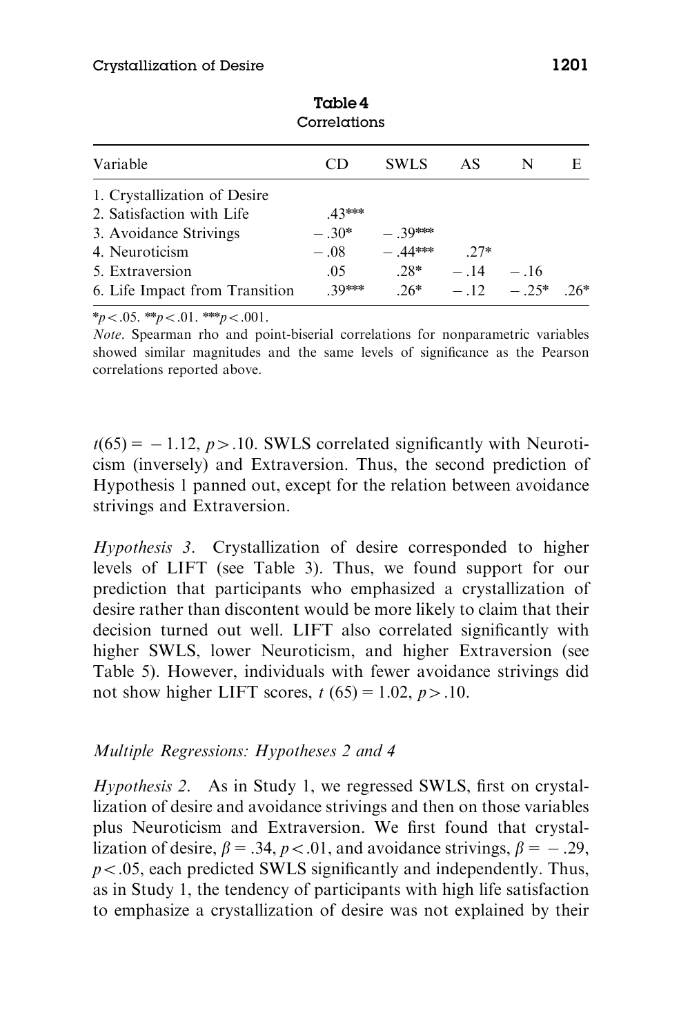**Table 4**
Correlations

| Variable | CD | SWLS | AS | N | E |
|---|---|---|---|---|---|
| 1. Crystallization of Desire | | | | | |
| 2. Satisfaction with Life | .43*** | | | | |
| 3. Avoidance Strivings | −.30* | −.39*** | | | |
| 4. Neuroticism | −.08 | −.44*** | .27* | | |
| 5. Extraversion | .05 | .28* | −.14 | −.16 | |
| 6. Life Impact from Transition | .39*** | .26* | −.12 | −.25* | .26* |

*$p < .05$. **$p < .01$. ***$p < .001$.

*Note*. Spearman rho and point-biserial correlations for nonparametric variables showed similar magnitudes and the same levels of significance as the Pearson correlations reported above.

$t(65) = -1.12$, $p > .10$. SWLS correlated significantly with Neuroticism (inversely) and Extraversion. Thus, the second prediction of Hypothesis 1 panned out, except for the relation between avoidance strivings and Extraversion.

*Hypothesis 3*. Crystallization of desire corresponded to higher levels of LIFT (see Table 3). Thus, we found support for our prediction that participants who emphasized a crystallization of desire rather than discontent would be more likely to claim that their decision turned out well. LIFT also correlated significantly with higher SWLS, lower Neuroticism, and higher Extraversion (see Table 5). However, individuals with fewer avoidance strivings did not show higher LIFT scores, $t\ (65) = 1.02$, $p > .10$.

### *Multiple Regressions: Hypotheses 2 and 4*

*Hypothesis 2*. As in Study 1, we regressed SWLS, first on crystallization of desire and avoidance strivings and then on those variables plus Neuroticism and Extraversion. We first found that crystallization of desire, $\beta = .34$, $p < .01$, and avoidance strivings, $\beta = -.29$, $p < .05$, each predicted SWLS significantly and independently. Thus, as in Study 1, the tendency of participants with high life satisfaction to emphasize a crystallization of desire was not explained by their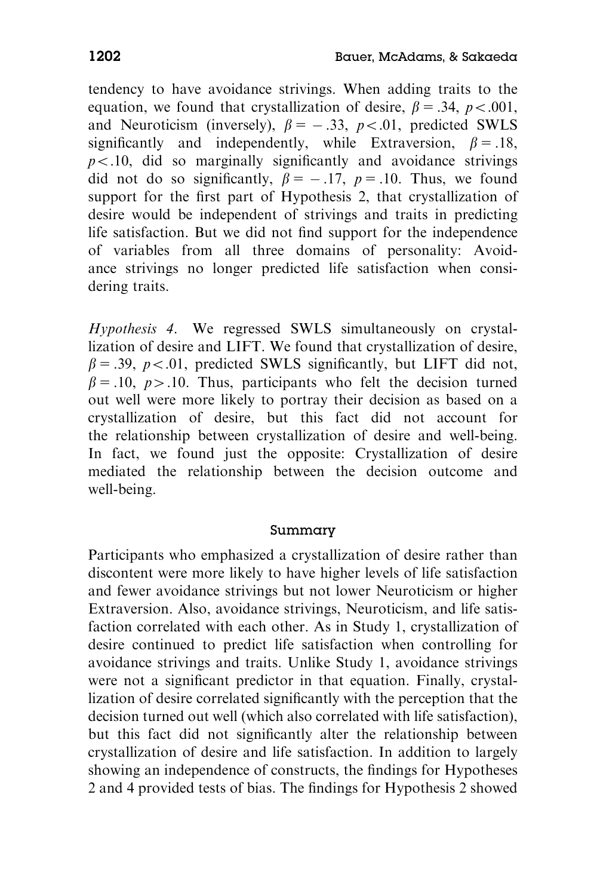tendency to have avoidance strivings. When adding traits to the equation, we found that crystallization of desire, $\beta = .34$, $p < .001$, and Neuroticism (inversely), $\beta = -.33$, $p < .01$, predicted SWLS significantly and independently, while Extraversion, $\beta = .18$, $p < .10$, did so marginally significantly and avoidance strivings did not do so significantly, $\beta = -.17$, $p = .10$. Thus, we found support for the first part of Hypothesis 2, that crystallization of desire would be independent of strivings and traits in predicting life satisfaction. But we did not find support for the independence of variables from all three domains of personality: Avoidance strivings no longer predicted life satisfaction when considering traits.

*Hypothesis 4*. We regressed SWLS simultaneously on crystallization of desire and LIFT. We found that crystallization of desire, $\beta = .39$, $p < .01$, predicted SWLS significantly, but LIFT did not, $\beta = .10$, $p > .10$. Thus, participants who felt the decision turned out well were more likely to portray their decision as based on a crystallization of desire, but this fact did not account for the relationship between crystallization of desire and well-being. In fact, we found just the opposite: Crystallization of desire mediated the relationship between the decision outcome and well-being.

### Summary

Participants who emphasized a crystallization of desire rather than discontent were more likely to have higher levels of life satisfaction and fewer avoidance strivings but not lower Neuroticism or higher Extraversion. Also, avoidance strivings, Neuroticism, and life satisfaction correlated with each other. As in Study 1, crystallization of desire continued to predict life satisfaction when controlling for avoidance strivings and traits. Unlike Study 1, avoidance strivings were not a significant predictor in that equation. Finally, crystallization of desire correlated significantly with the perception that the decision turned out well (which also correlated with life satisfaction), but this fact did not significantly alter the relationship between crystallization of desire and life satisfaction. In addition to largely showing an independence of constructs, the findings for Hypotheses 2 and 4 provided tests of bias. The findings for Hypothesis 2 showed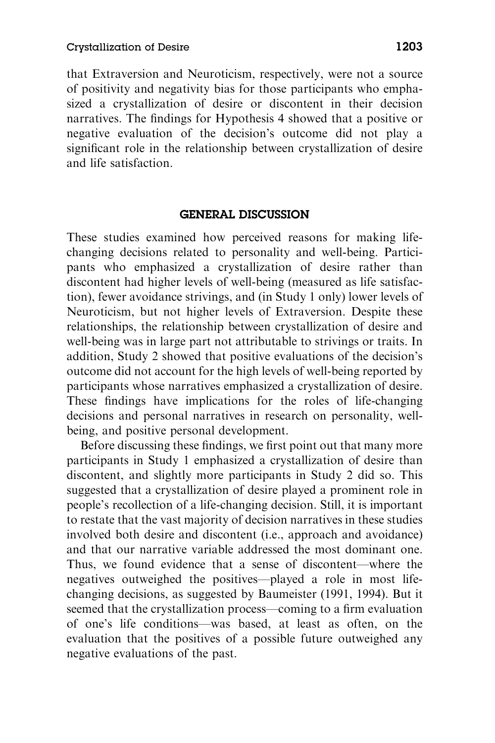that Extraversion and Neuroticism, respectively, were not a source of positivity and negativity bias for those participants who emphasized a crystallization of desire or discontent in their decision narratives. The findings for Hypothesis 4 showed that a positive or negative evaluation of the decision's outcome did not play a significant role in the relationship between crystallization of desire and life satisfaction.

## GENERAL DISCUSSION

These studies examined how perceived reasons for making life-changing decisions related to personality and well-being. Participants who emphasized a crystallization of desire rather than discontent had higher levels of well-being (measured as life satisfaction), fewer avoidance strivings, and (in Study 1 only) lower levels of Neuroticism, but not higher levels of Extraversion. Despite these relationships, the relationship between crystallization of desire and well-being was in large part not attributable to strivings or traits. In addition, Study 2 showed that positive evaluations of the decision's outcome did not account for the high levels of well-being reported by participants whose narratives emphasized a crystallization of desire. These findings have implications for the roles of life-changing decisions and personal narratives in research on personality, well-being, and positive personal development.

Before discussing these findings, we first point out that many more participants in Study 1 emphasized a crystallization of desire than discontent, and slightly more participants in Study 2 did so. This suggested that a crystallization of desire played a prominent role in people's recollection of a life-changing decision. Still, it is important to restate that the vast majority of decision narratives in these studies involved both desire and discontent (i.e., approach and avoidance) and that our narrative variable addressed the most dominant one. Thus, we found evidence that a sense of discontent—where the negatives outweighed the positives—played a role in most life-changing decisions, as suggested by Baumeister (1991, 1994). But it seemed that the crystallization process—coming to a firm evaluation of one's life conditions—was based, at least as often, on the evaluation that the positives of a possible future outweighed any negative evaluations of the past.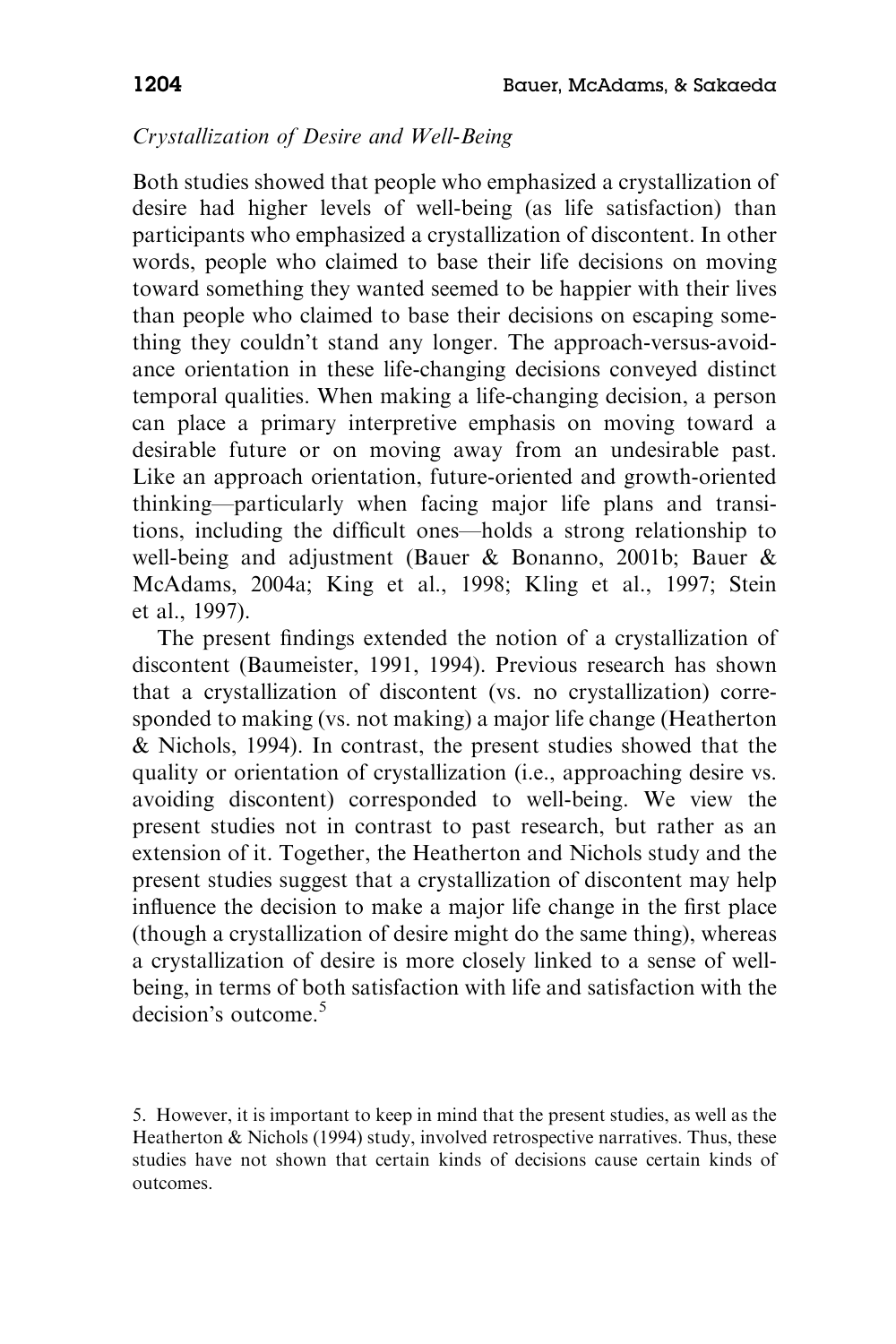*Crystallization of Desire and Well-Being*

Both studies showed that people who emphasized a crystallization of desire had higher levels of well-being (as life satisfaction) than participants who emphasized a crystallization of discontent. In other words, people who claimed to base their life decisions on moving toward something they wanted seemed to be happier with their lives than people who claimed to base their decisions on escaping something they couldn't stand any longer. The approach-versus-avoidance orientation in these life-changing decisions conveyed distinct temporal qualities. When making a life-changing decision, a person can place a primary interpretive emphasis on moving toward a desirable future or on moving away from an undesirable past. Like an approach orientation, future-oriented and growth-oriented thinking—particularly when facing major life plans and transitions, including the difficult ones—holds a strong relationship to well-being and adjustment (Bauer & Bonanno, 2001b; Bauer & McAdams, 2004a; King et al., 1998; Kling et al., 1997; Stein et al., 1997).

The present findings extended the notion of a crystallization of discontent (Baumeister, 1991, 1994). Previous research has shown that a crystallization of discontent (vs. no crystallization) corresponded to making (vs. not making) a major life change (Heatherton & Nichols, 1994). In contrast, the present studies showed that the quality or orientation of crystallization (i.e., approaching desire vs. avoiding discontent) corresponded to well-being. We view the present studies not in contrast to past research, but rather as an extension of it. Together, the Heatherton and Nichols study and the present studies suggest that a crystallization of discontent may help influence the decision to make a major life change in the first place (though a crystallization of desire might do the same thing), whereas a crystallization of desire is more closely linked to a sense of well-being, in terms of both satisfaction with life and satisfaction with the decision's outcome.[5]

5. However, it is important to keep in mind that the present studies, as well as the Heatherton & Nichols (1994) study, involved retrospective narratives. Thus, these studies have not shown that certain kinds of decisions cause certain kinds of outcomes.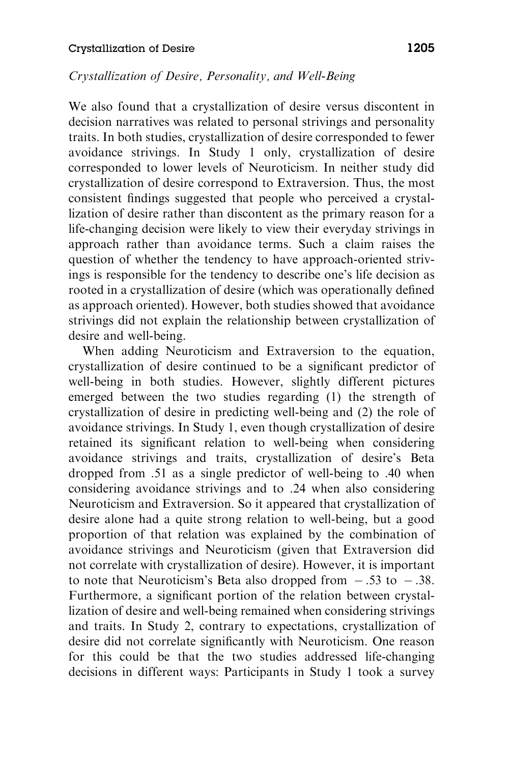*Crystallization of Desire, Personality, and Well-Being*

We also found that a crystallization of desire versus discontent in decision narratives was related to personal strivings and personality traits. In both studies, crystallization of desire corresponded to fewer avoidance strivings. In Study 1 only, crystallization of desire corresponded to lower levels of Neuroticism. In neither study did crystallization of desire correspond to Extraversion. Thus, the most consistent findings suggested that people who perceived a crystallization of desire rather than discontent as the primary reason for a life-changing decision were likely to view their everyday strivings in approach rather than avoidance terms. Such a claim raises the question of whether the tendency to have approach-oriented strivings is responsible for the tendency to describe one's life decision as rooted in a crystallization of desire (which was operationally defined as approach oriented). However, both studies showed that avoidance strivings did not explain the relationship between crystallization of desire and well-being.

When adding Neuroticism and Extraversion to the equation, crystallization of desire continued to be a significant predictor of well-being in both studies. However, slightly different pictures emerged between the two studies regarding (1) the strength of crystallization of desire in predicting well-being and (2) the role of avoidance strivings. In Study 1, even though crystallization of desire retained its significant relation to well-being when considering avoidance strivings and traits, crystallization of desire's Beta dropped from .51 as a single predictor of well-being to .40 when considering avoidance strivings and to .24 when also considering Neuroticism and Extraversion. So it appeared that crystallization of desire alone had a quite strong relation to well-being, but a good proportion of that relation was explained by the combination of avoidance strivings and Neuroticism (given that Extraversion did not correlate with crystallization of desire). However, it is important to note that Neuroticism's Beta also dropped from $-.53$ to $-.38$. Furthermore, a significant portion of the relation between crystallization of desire and well-being remained when considering strivings and traits. In Study 2, contrary to expectations, crystallization of desire did not correlate significantly with Neuroticism. One reason for this could be that the two studies addressed life-changing decisions in different ways: Participants in Study 1 took a survey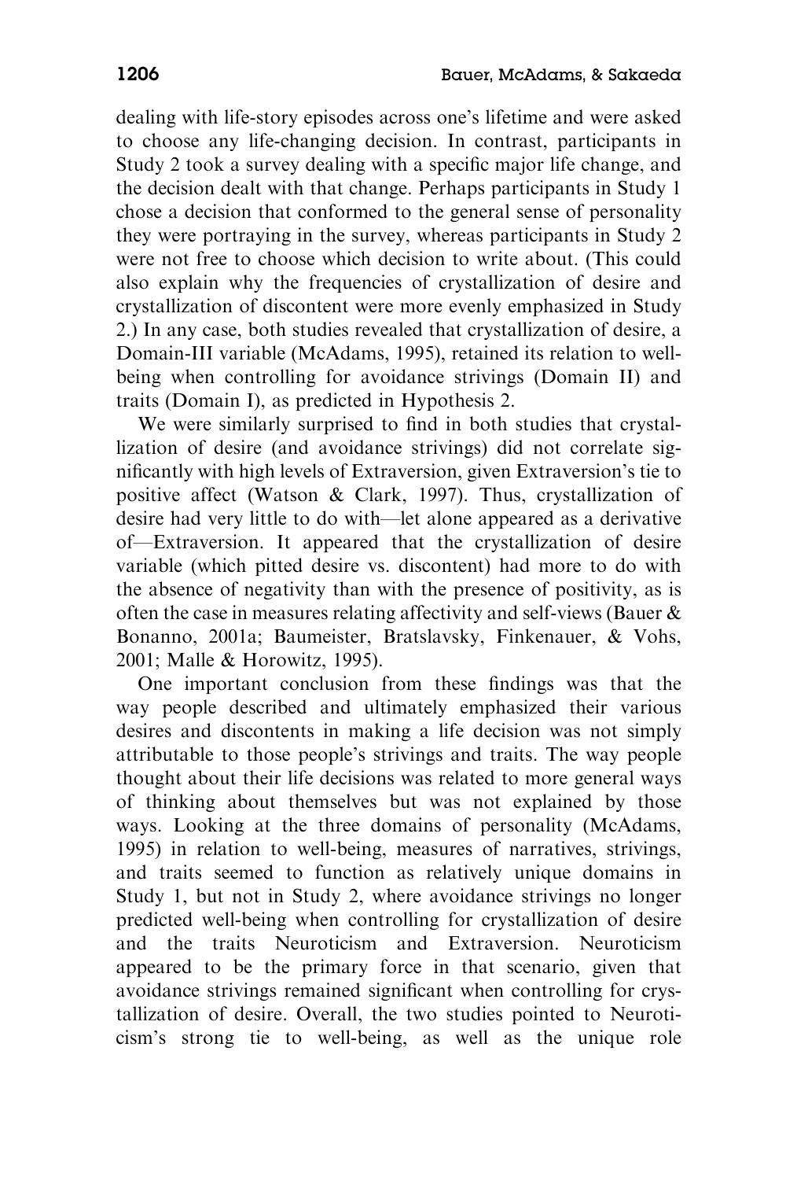dealing with life-story episodes across one's lifetime and were asked to choose any life-changing decision. In contrast, participants in Study 2 took a survey dealing with a specific major life change, and the decision dealt with that change. Perhaps participants in Study 1 chose a decision that conformed to the general sense of personality they were portraying in the survey, whereas participants in Study 2 were not free to choose which decision to write about. (This could also explain why the frequencies of crystallization of desire and crystallization of discontent were more evenly emphasized in Study 2.) In any case, both studies revealed that crystallization of desire, a Domain-III variable (McAdams, 1995), retained its relation to well-being when controlling for avoidance strivings (Domain II) and traits (Domain I), as predicted in Hypothesis 2.

We were similarly surprised to find in both studies that crystallization of desire (and avoidance strivings) did not correlate significantly with high levels of Extraversion, given Extraversion's tie to positive affect (Watson & Clark, 1997). Thus, crystallization of desire had very little to do with—let alone appeared as a derivative of—Extraversion. It appeared that the crystallization of desire variable (which pitted desire vs. discontent) had more to do with the absence of negativity than with the presence of positivity, as is often the case in measures relating affectivity and self-views (Bauer & Bonanno, 2001a; Baumeister, Bratslavsky, Finkenauer, & Vohs, 2001; Malle & Horowitz, 1995).

One important conclusion from these findings was that the way people described and ultimately emphasized their various desires and discontents in making a life decision was not simply attributable to those people's strivings and traits. The way people thought about their life decisions was related to more general ways of thinking about themselves but was not explained by those ways. Looking at the three domains of personality (McAdams, 1995) in relation to well-being, measures of narratives, strivings, and traits seemed to function as relatively unique domains in Study 1, but not in Study 2, where avoidance strivings no longer predicted well-being when controlling for crystallization of desire and the traits Neuroticism and Extraversion. Neuroticism appeared to be the primary force in that scenario, given that avoidance strivings remained significant when controlling for crystallization of desire. Overall, the two studies pointed to Neuroticism's strong tie to well-being, as well as the unique role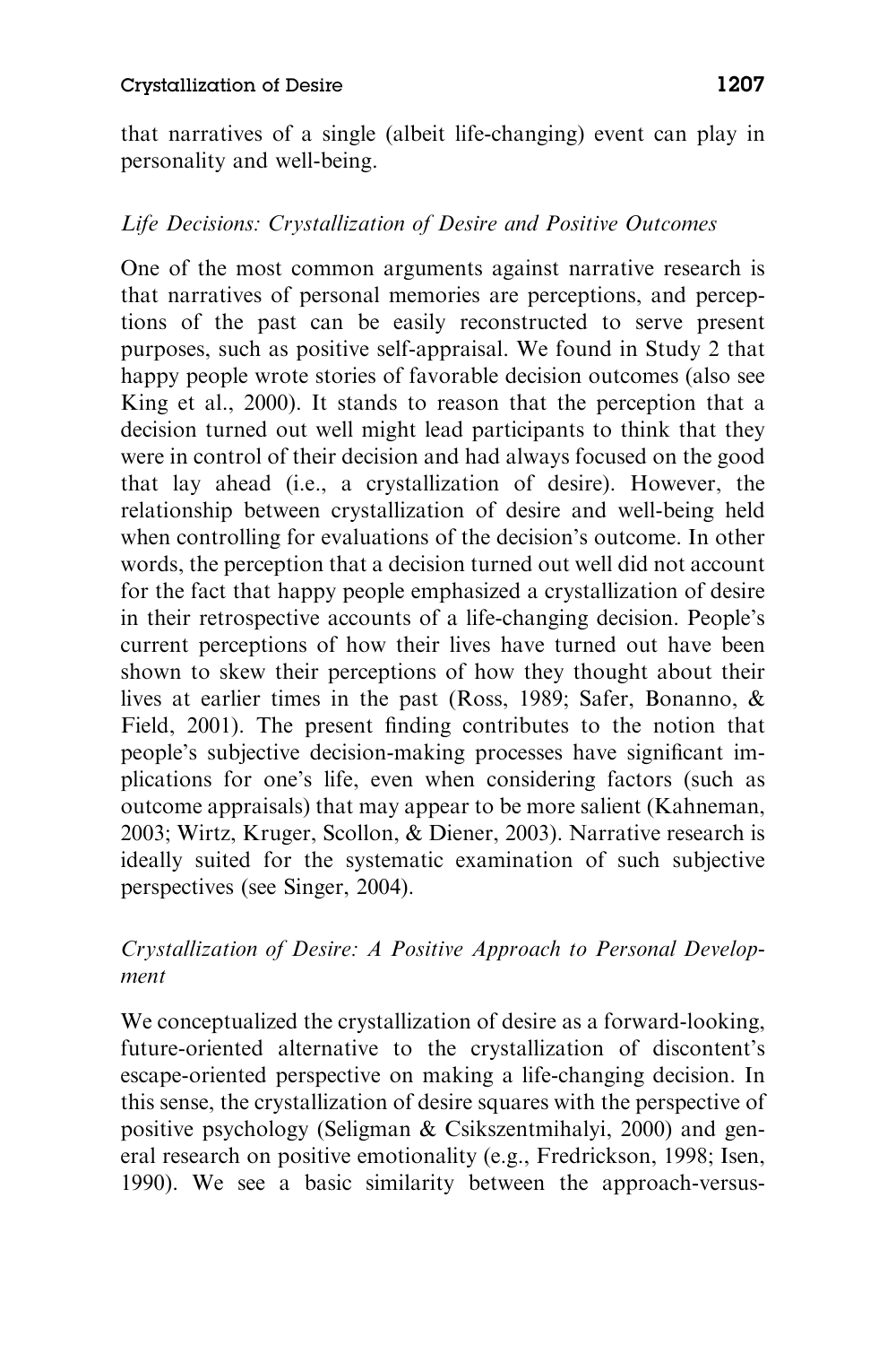that narratives of a single (albeit life-changing) event can play in personality and well-being.

### *Life Decisions: Crystallization of Desire and Positive Outcomes*

One of the most common arguments against narrative research is that narratives of personal memories are perceptions, and perceptions of the past can be easily reconstructed to serve present purposes, such as positive self-appraisal. We found in Study 2 that happy people wrote stories of favorable decision outcomes (also see King et al., 2000). It stands to reason that the perception that a decision turned out well might lead participants to think that they were in control of their decision and had always focused on the good that lay ahead (i.e., a crystallization of desire). However, the relationship between crystallization of desire and well-being held when controlling for evaluations of the decision's outcome. In other words, the perception that a decision turned out well did not account for the fact that happy people emphasized a crystallization of desire in their retrospective accounts of a life-changing decision. People's current perceptions of how their lives have turned out have been shown to skew their perceptions of how they thought about their lives at earlier times in the past (Ross, 1989; Safer, Bonanno, & Field, 2001). The present finding contributes to the notion that people's subjective decision-making processes have significant implications for one's life, even when considering factors (such as outcome appraisals) that may appear to be more salient (Kahneman, 2003; Wirtz, Kruger, Scollon, & Diener, 2003). Narrative research is ideally suited for the systematic examination of such subjective perspectives (see Singer, 2004).

### *Crystallization of Desire: A Positive Approach to Personal Development*

We conceptualized the crystallization of desire as a forward-looking, future-oriented alternative to the crystallization of discontent's escape-oriented perspective on making a life-changing decision. In this sense, the crystallization of desire squares with the perspective of positive psychology (Seligman & Csikszentmihalyi, 2000) and general research on positive emotionality (e.g., Fredrickson, 1998; Isen, 1990). We see a basic similarity between the approach-versus-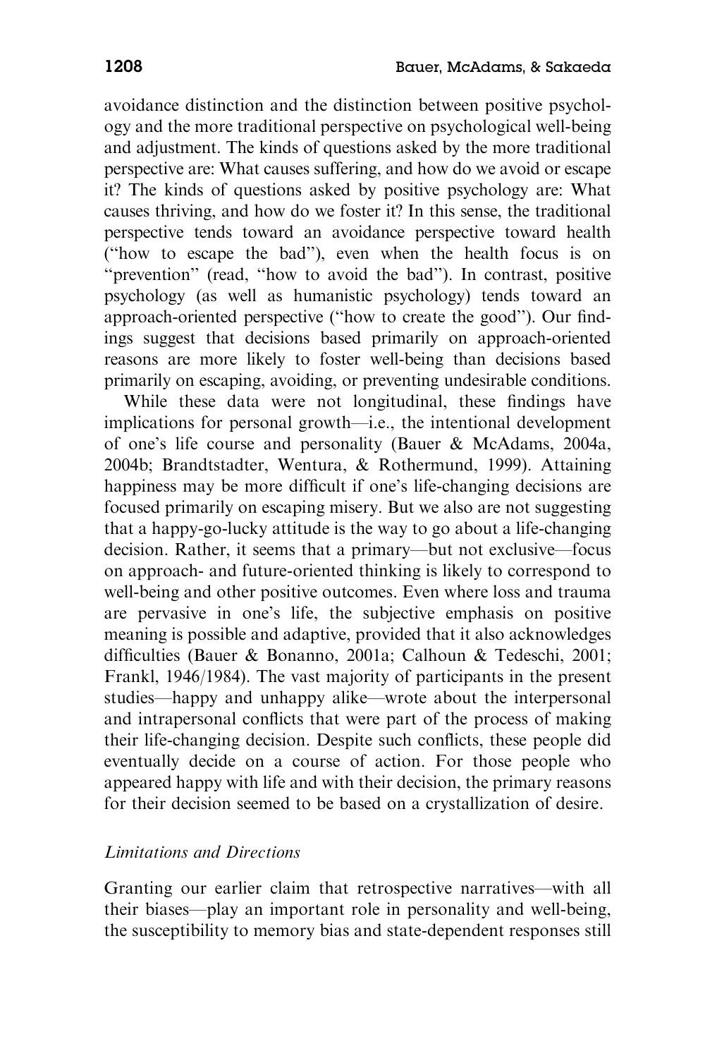avoidance distinction and the distinction between positive psychology and the more traditional perspective on psychological well-being and adjustment. The kinds of questions asked by the more traditional perspective are: What causes suffering, and how do we avoid or escape it? The kinds of questions asked by positive psychology are: What causes thriving, and how do we foster it? In this sense, the traditional perspective tends toward an avoidance perspective toward health (''how to escape the bad''), even when the health focus is on ''prevention'' (read, ''how to avoid the bad''). In contrast, positive psychology (as well as humanistic psychology) tends toward an approach-oriented perspective (''how to create the good''). Our findings suggest that decisions based primarily on approach-oriented reasons are more likely to foster well-being than decisions based primarily on escaping, avoiding, or preventing undesirable conditions.

While these data were not longitudinal, these findings have implications for personal growth—i.e., the intentional development of one's life course and personality (Bauer & McAdams, 2004a, 2004b; Brandtstadter, Wentura, & Rothermund, 1999). Attaining happiness may be more difficult if one's life-changing decisions are focused primarily on escaping misery. But we also are not suggesting that a happy-go-lucky attitude is the way to go about a life-changing decision. Rather, it seems that a primary—but not exclusive—focus on approach- and future-oriented thinking is likely to correspond to well-being and other positive outcomes. Even where loss and trauma are pervasive in one's life, the subjective emphasis on positive meaning is possible and adaptive, provided that it also acknowledges difficulties (Bauer & Bonanno, 2001a; Calhoun & Tedeschi, 2001; Frankl, 1946/1984). The vast majority of participants in the present studies—happy and unhappy alike—wrote about the interpersonal and intrapersonal conflicts that were part of the process of making their life-changing decision. Despite such conflicts, these people did eventually decide on a course of action. For those people who appeared happy with life and with their decision, the primary reasons for their decision seemed to be based on a crystallization of desire.

### *Limitations and Directions*

Granting our earlier claim that retrospective narratives—with all their biases—play an important role in personality and well-being, the susceptibility to memory bias and state-dependent responses still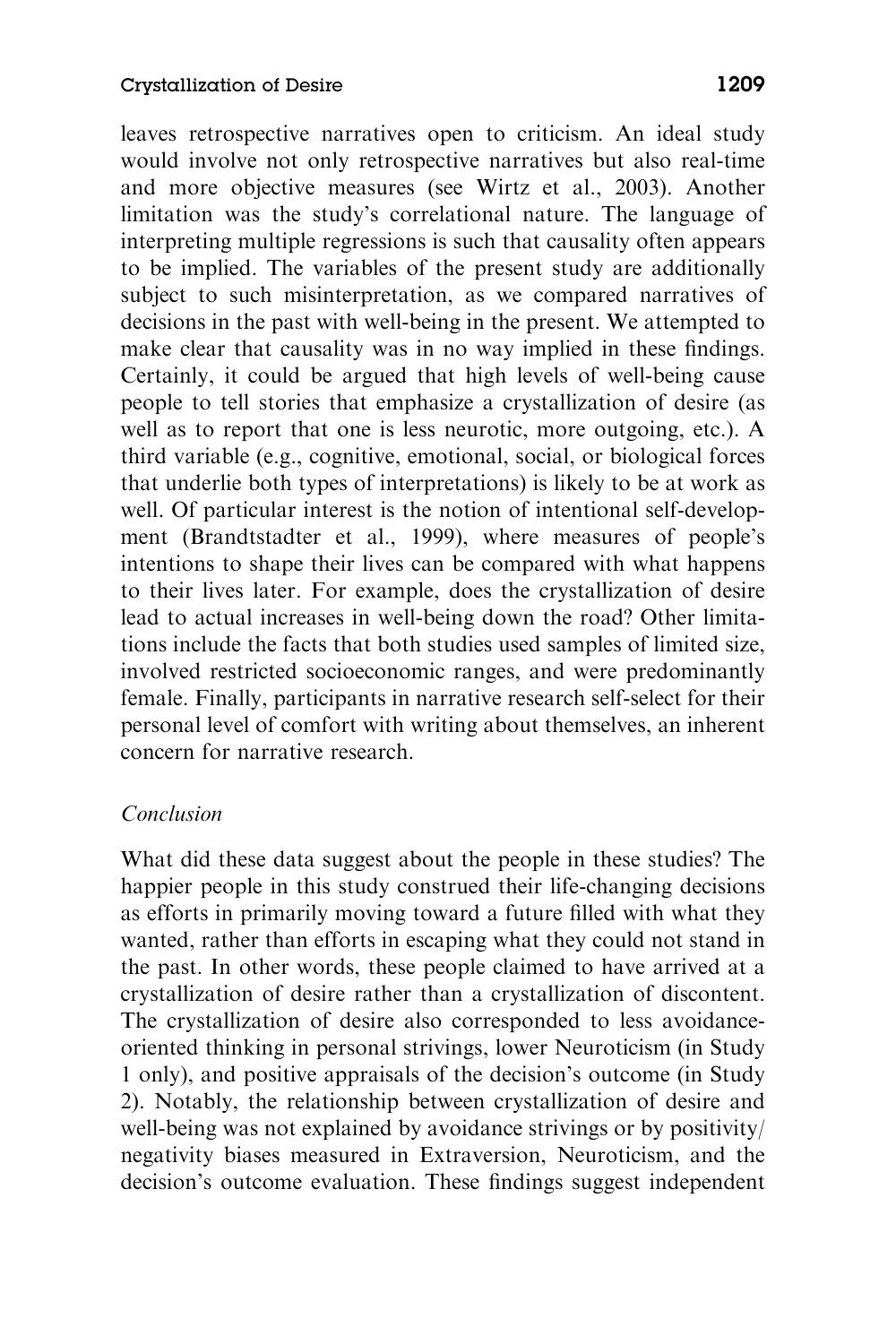leaves retrospective narratives open to criticism. An ideal study would involve not only retrospective narratives but also real-time and more objective measures (see Wirtz et al., 2003). Another limitation was the study's correlational nature. The language of interpreting multiple regressions is such that causality often appears to be implied. The variables of the present study are additionally subject to such misinterpretation, as we compared narratives of decisions in the past with well-being in the present. We attempted to make clear that causality was in no way implied in these findings. Certainly, it could be argued that high levels of well-being cause people to tell stories that emphasize a crystallization of desire (as well as to report that one is less neurotic, more outgoing, etc.). A third variable (e.g., cognitive, emotional, social, or biological forces that underlie both types of interpretations) is likely to be at work as well. Of particular interest is the notion of intentional self-development (Brandtstadter et al., 1999), where measures of people's intentions to shape their lives can be compared with what happens to their lives later. For example, does the crystallization of desire lead to actual increases in well-being down the road? Other limitations include the facts that both studies used samples of limited size, involved restricted socioeconomic ranges, and were predominantly female. Finally, participants in narrative research self-select for their personal level of comfort with writing about themselves, an inherent concern for narrative research.

### *Conclusion*

What did these data suggest about the people in these studies? The happier people in this study construed their life-changing decisions as efforts in primarily moving toward a future filled with what they wanted, rather than efforts in escaping what they could not stand in the past. In other words, these people claimed to have arrived at a crystallization of desire rather than a crystallization of discontent. The crystallization of desire also corresponded to less avoidance-oriented thinking in personal strivings, lower Neuroticism (in Study 1 only), and positive appraisals of the decision's outcome (in Study 2). Notably, the relationship between crystallization of desire and well-being was not explained by avoidance strivings or by positivity/negativity biases measured in Extraversion, Neuroticism, and the decision's outcome evaluation. These findings suggest independent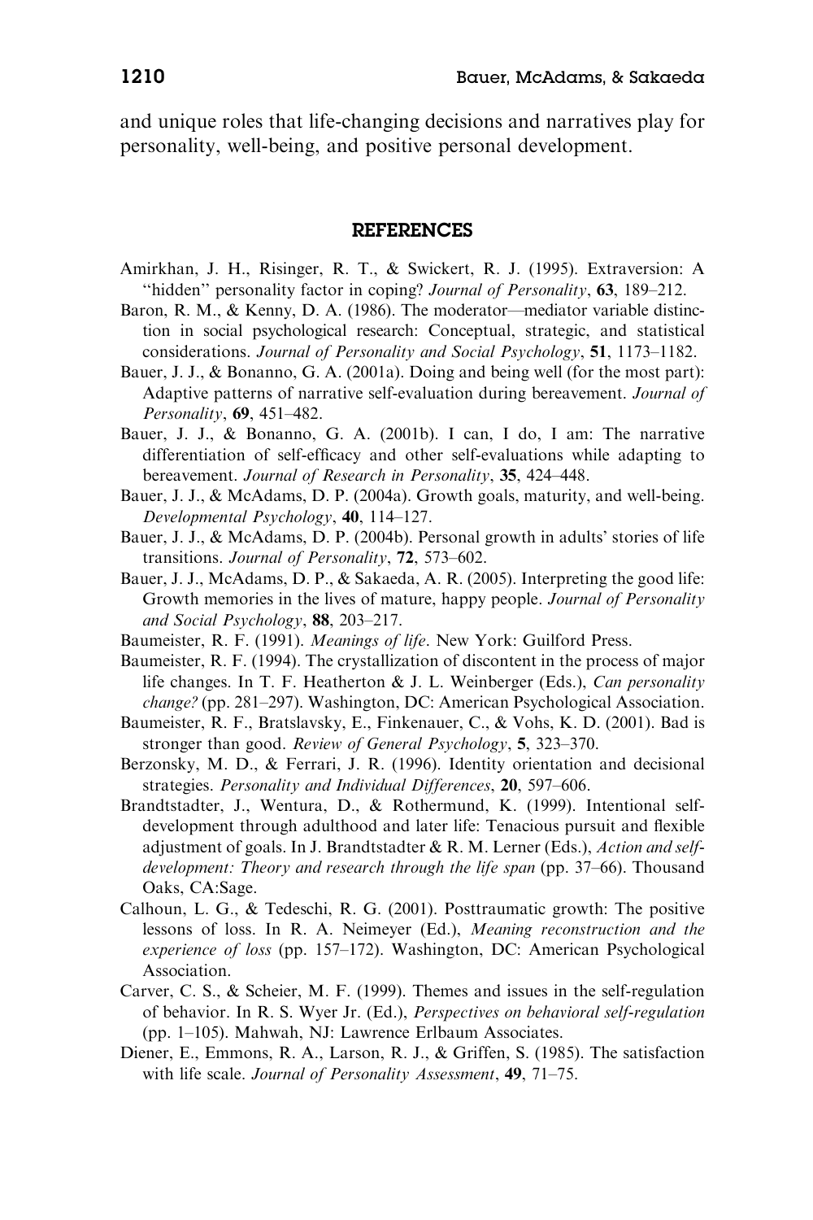and unique roles that life-changing decisions and narratives play for personality, well-being, and positive personal development.

## REFERENCES

Amirkhan, J. H., Risinger, R. T., & Swickert, R. J. (1995). Extraversion: A ''hidden'' personality factor in coping? *Journal of Personality*, **63**, 189–212.

Baron, R. M., & Kenny, D. A. (1986). The moderator—mediator variable distinction in social psychological research: Conceptual, strategic, and statistical considerations. *Journal of Personality and Social Psychology*, **51**, 1173–1182.

Bauer, J. J., & Bonanno, G. A. (2001a). Doing and being well (for the most part): Adaptive patterns of narrative self-evaluation during bereavement. *Journal of Personality*, **69**, 451–482.

Bauer, J. J., & Bonanno, G. A. (2001b). I can, I do, I am: The narrative differentiation of self-efficacy and other self-evaluations while adapting to bereavement. *Journal of Research in Personality*, **35**, 424–448.

Bauer, J. J., & McAdams, D. P. (2004a). Growth goals, maturity, and well-being. *Developmental Psychology*, **40**, 114–127.

Bauer, J. J., & McAdams, D. P. (2004b). Personal growth in adults' stories of life transitions. *Journal of Personality*, **72**, 573–602.

Bauer, J. J., McAdams, D. P., & Sakaeda, A. R. (2005). Interpreting the good life: Growth memories in the lives of mature, happy people. *Journal of Personality and Social Psychology*, **88**, 203–217.

Baumeister, R. F. (1991). *Meanings of life*. New York: Guilford Press.

Baumeister, R. F. (1994). The crystallization of discontent in the process of major life changes. In T. F. Heatherton & J. L. Weinberger (Eds.), *Can personality change?* (pp. 281–297). Washington, DC: American Psychological Association.

Baumeister, R. F., Bratslavsky, E., Finkenauer, C., & Vohs, K. D. (2001). Bad is stronger than good. *Review of General Psychology*, **5**, 323–370.

Berzonsky, M. D., & Ferrari, J. R. (1996). Identity orientation and decisional strategies. *Personality and Individual Differences*, **20**, 597–606.

Brandtstadter, J., Wentura, D., & Rothermund, K. (1999). Intentional self-development through adulthood and later life: Tenacious pursuit and flexible adjustment of goals. In J. Brandtstadter & R. M. Lerner (Eds.), *Action and self-development: Theory and research through the life span* (pp. 37–66). Thousand Oaks, CA:Sage.

Calhoun, L. G., & Tedeschi, R. G. (2001). Posttraumatic growth: The positive lessons of loss. In R. A. Neimeyer (Ed.), *Meaning reconstruction and the experience of loss* (pp. 157–172). Washington, DC: American Psychological Association.

Carver, C. S., & Scheier, M. F. (1999). Themes and issues in the self-regulation of behavior. In R. S. Wyer Jr. (Ed.), *Perspectives on behavioral self-regulation* (pp. 1–105). Mahwah, NJ: Lawrence Erlbaum Associates.

Diener, E., Emmons, R. A., Larson, R. J., & Griffen, S. (1985). The satisfaction with life scale. *Journal of Personality Assessment*, **49**, 71–75.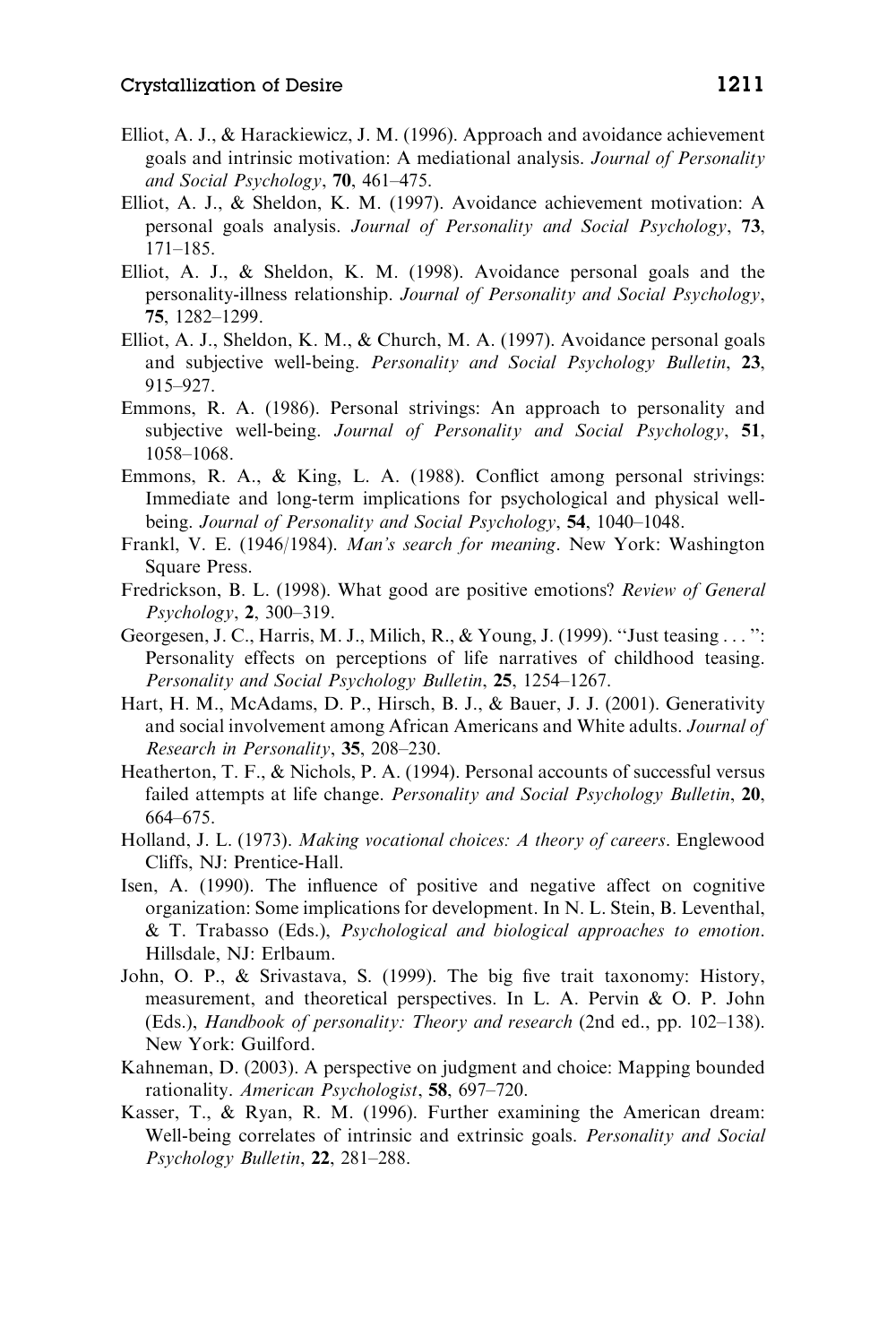Elliot, A. J., & Harackiewicz, J. M. (1996). Approach and avoidance achievement goals and intrinsic motivation: A mediational analysis. *Journal of Personality and Social Psychology*, **70**, 461–475.

Elliot, A. J., & Sheldon, K. M. (1997). Avoidance achievement motivation: A personal goals analysis. *Journal of Personality and Social Psychology*, **73**, 171–185.

Elliot, A. J., & Sheldon, K. M. (1998). Avoidance personal goals and the personality-illness relationship. *Journal of Personality and Social Psychology*, **75**, 1282–1299.

Elliot, A. J., Sheldon, K. M., & Church, M. A. (1997). Avoidance personal goals and subjective well-being. *Personality and Social Psychology Bulletin*, **23**, 915–927.

Emmons, R. A. (1986). Personal strivings: An approach to personality and subjective well-being. *Journal of Personality and Social Psychology*, **51**, 1058–1068.

Emmons, R. A., & King, L. A. (1988). Conflict among personal strivings: Immediate and long-term implications for psychological and physical well-being. *Journal of Personality and Social Psychology*, **54**, 1040–1048.

Frankl, V. E. (1946/1984). *Man's search for meaning*. New York: Washington Square Press.

Fredrickson, B. L. (1998). What good are positive emotions? *Review of General Psychology*, **2**, 300–319.

Georgesen, J. C., Harris, M. J., Milich, R., & Young, J. (1999). "Just teasing . . . ": Personality effects on perceptions of life narratives of childhood teasing. *Personality and Social Psychology Bulletin*, **25**, 1254–1267.

Hart, H. M., McAdams, D. P., Hirsch, B. J., & Bauer, J. J. (2001). Generativity and social involvement among African Americans and White adults. *Journal of Research in Personality*, **35**, 208–230.

Heatherton, T. F., & Nichols, P. A. (1994). Personal accounts of successful versus failed attempts at life change. *Personality and Social Psychology Bulletin*, **20**, 664–675.

Holland, J. L. (1973). *Making vocational choices: A theory of careers*. Englewood Cliffs, NJ: Prentice-Hall.

Isen, A. (1990). The influence of positive and negative affect on cognitive organization: Some implications for development. In N. L. Stein, B. Leventhal, & T. Trabasso (Eds.), *Psychological and biological approaches to emotion*. Hillsdale, NJ: Erlbaum.

John, O. P., & Srivastava, S. (1999). The big five trait taxonomy: History, measurement, and theoretical perspectives. In L. A. Pervin & O. P. John (Eds.), *Handbook of personality: Theory and research* (2nd ed., pp. 102–138). New York: Guilford.

Kahneman, D. (2003). A perspective on judgment and choice: Mapping bounded rationality. *American Psychologist*, **58**, 697–720.

Kasser, T., & Ryan, R. M. (1996). Further examining the American dream: Well-being correlates of intrinsic and extrinsic goals. *Personality and Social Psychology Bulletin*, **22**, 281–288.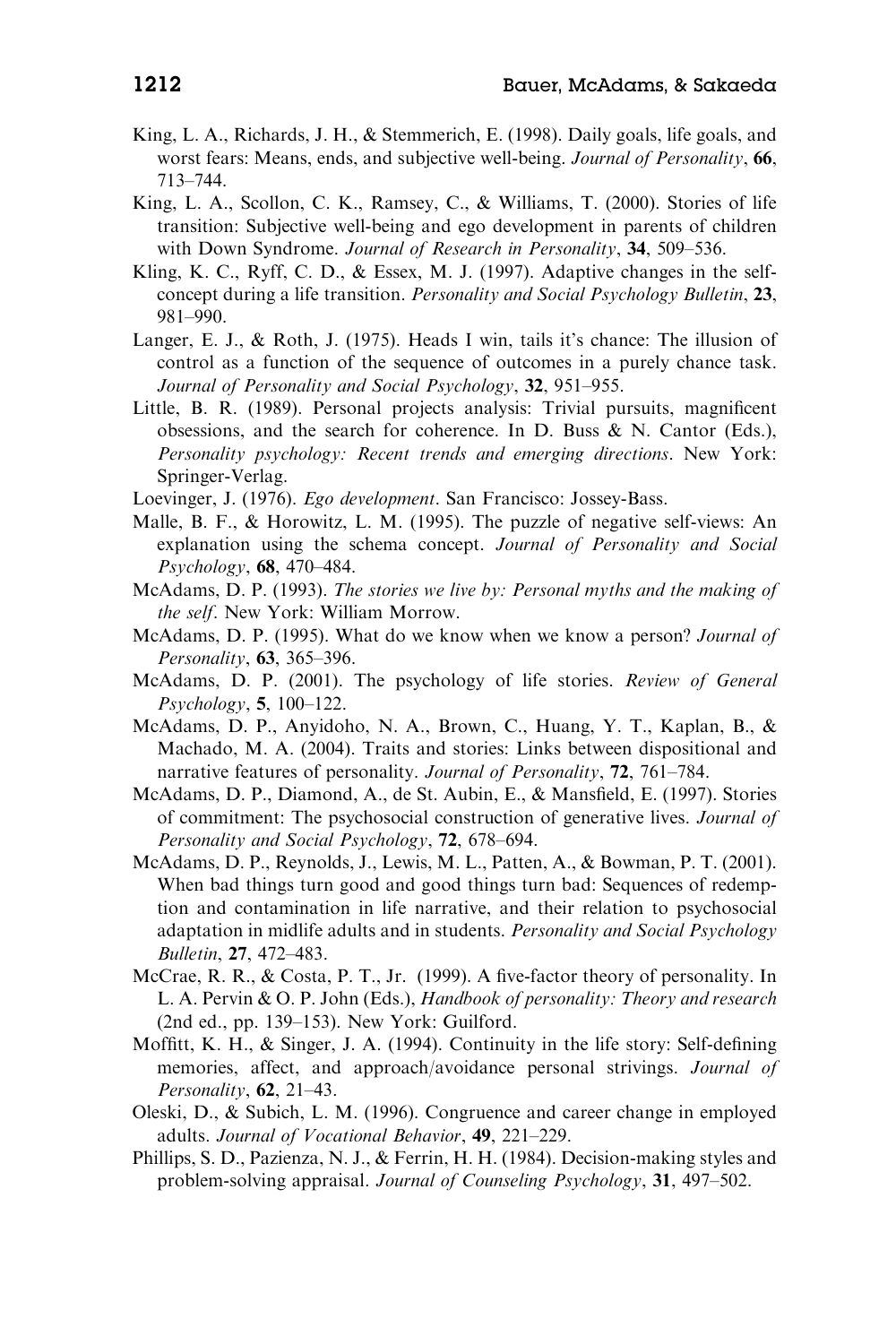King, L. A., Richards, J. H., & Stemmerich, E. (1998). Daily goals, life goals, and worst fears: Means, ends, and subjective well-being. *Journal of Personality*, **66**, 713–744.

King, L. A., Scollon, C. K., Ramsey, C., & Williams, T. (2000). Stories of life transition: Subjective well-being and ego development in parents of children with Down Syndrome. *Journal of Research in Personality*, **34**, 509–536.

Kling, K. C., Ryff, C. D., & Essex, M. J. (1997). Adaptive changes in the self-concept during a life transition. *Personality and Social Psychology Bulletin*, **23**, 981–990.

Langer, E. J., & Roth, J. (1975). Heads I win, tails it's chance: The illusion of control as a function of the sequence of outcomes in a purely chance task. *Journal of Personality and Social Psychology*, **32**, 951–955.

Little, B. R. (1989). Personal projects analysis: Trivial pursuits, magnificent obsessions, and the search for coherence. In D. Buss & N. Cantor (Eds.), *Personality psychology: Recent trends and emerging directions*. New York: Springer-Verlag.

Loevinger, J. (1976). *Ego development*. San Francisco: Jossey-Bass.

Malle, B. F., & Horowitz, L. M. (1995). The puzzle of negative self-views: An explanation using the schema concept. *Journal of Personality and Social Psychology*, **68**, 470–484.

McAdams, D. P. (1993). *The stories we live by: Personal myths and the making of the self*. New York: William Morrow.

McAdams, D. P. (1995). What do we know when we know a person? *Journal of Personality*, **63**, 365–396.

McAdams, D. P. (2001). The psychology of life stories. *Review of General Psychology*, **5**, 100–122.

McAdams, D. P., Anyidoho, N. A., Brown, C., Huang, Y. T., Kaplan, B., & Machado, M. A. (2004). Traits and stories: Links between dispositional and narrative features of personality. *Journal of Personality*, **72**, 761–784.

McAdams, D. P., Diamond, A., de St. Aubin, E., & Mansfield, E. (1997). Stories of commitment: The psychosocial construction of generative lives. *Journal of Personality and Social Psychology*, **72**, 678–694.

McAdams, D. P., Reynolds, J., Lewis, M. L., Patten, A., & Bowman, P. T. (2001). When bad things turn good and good things turn bad: Sequences of redemption and contamination in life narrative, and their relation to psychosocial adaptation in midlife adults and in students. *Personality and Social Psychology Bulletin*, **27**, 472–483.

McCrae, R. R., & Costa, P. T., Jr. (1999). A five-factor theory of personality. In L. A. Pervin & O. P. John (Eds.), *Handbook of personality: Theory and research* (2nd ed., pp. 139–153). New York: Guilford.

Moffitt, K. H., & Singer, J. A. (1994). Continuity in the life story: Self-defining memories, affect, and approach/avoidance personal strivings. *Journal of Personality*, **62**, 21–43.

Oleski, D., & Subich, L. M. (1996). Congruence and career change in employed adults. *Journal of Vocational Behavior*, **49**, 221–229.

Phillips, S. D., Pazienza, N. J., & Ferrin, H. H. (1984). Decision-making styles and problem-solving appraisal. *Journal of Counseling Psychology*, **31**, 497–502.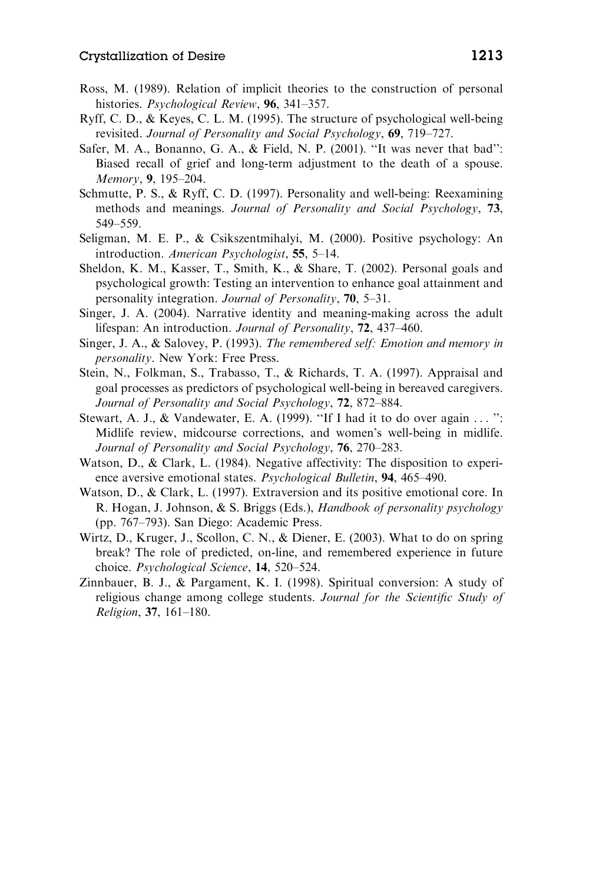Ross, M. (1989). Relation of implicit theories to the construction of personal histories. *Psychological Review*, **96**, 341–357.

Ryff, C. D., & Keyes, C. L. M. (1995). The structure of psychological well-being revisited. *Journal of Personality and Social Psychology*, **69**, 719–727.

Safer, M. A., Bonanno, G. A., & Field, N. P. (2001). "It was never that bad": Biased recall of grief and long-term adjustment to the death of a spouse. *Memory*, **9**, 195–204.

Schmutte, P. S., & Ryff, C. D. (1997). Personality and well-being: Reexamining methods and meanings. *Journal of Personality and Social Psychology*, **73**, 549–559.

Seligman, M. E. P., & Csikszentmihalyi, M. (2000). Positive psychology: An introduction. *American Psychologist*, **55**, 5–14.

Sheldon, K. M., Kasser, T., Smith, K., & Share, T. (2002). Personal goals and psychological growth: Testing an intervention to enhance goal attainment and personality integration. *Journal of Personality*, **70**, 5–31.

Singer, J. A. (2004). Narrative identity and meaning-making across the adult lifespan: An introduction. *Journal of Personality*, **72**, 437–460.

Singer, J. A., & Salovey, P. (1993). *The remembered self: Emotion and memory in personality*. New York: Free Press.

Stein, N., Folkman, S., Trabasso, T., & Richards, T. A. (1997). Appraisal and goal processes as predictors of psychological well-being in bereaved caregivers. *Journal of Personality and Social Psychology*, **72**, 872–884.

Stewart, A. J., & Vandewater, E. A. (1999). "If I had it to do over again . . . ": Midlife review, midcourse corrections, and women's well-being in midlife. *Journal of Personality and Social Psychology*, **76**, 270–283.

Watson, D., & Clark, L. (1984). Negative affectivity: The disposition to experience aversive emotional states. *Psychological Bulletin*, **94**, 465–490.

Watson, D., & Clark, L. (1997). Extraversion and its positive emotional core. In R. Hogan, J. Johnson, & S. Briggs (Eds.), *Handbook of personality psychology* (pp. 767–793). San Diego: Academic Press.

Wirtz, D., Kruger, J., Scollon, C. N., & Diener, E. (2003). What to do on spring break? The role of predicted, on-line, and remembered experience in future choice. *Psychological Science*, **14**, 520–524.

Zinnbauer, B. J., & Pargament, K. I. (1998). Spiritual conversion: A study of religious change among college students. *Journal for the Scientific Study of Religion*, **37**, 161–180.